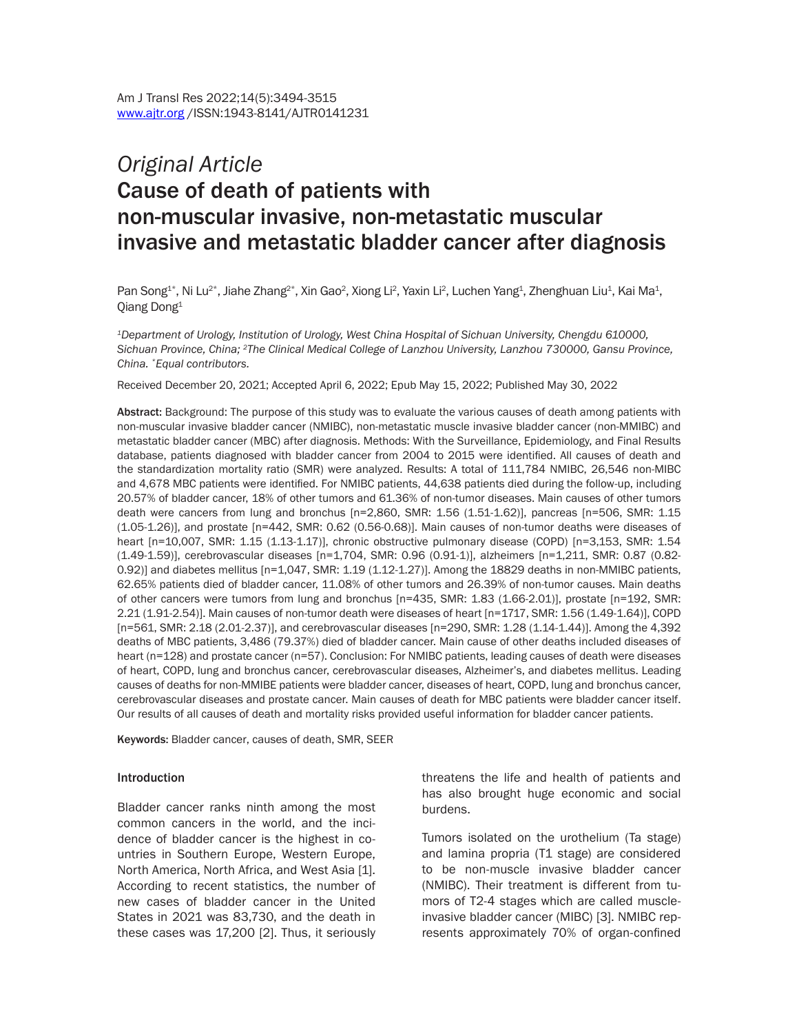*Original Article*

# Cause of death of patients with non-muscular invasive, non-metastatic muscular invasive and metastatic bladder cancer after diagnosis

Pan Song[1*], Ni Lu[2*], Jiahe Zhang[2*], Xin Gao[2], Xiong Li[2], Yaxin Li[2], Luchen Yang[1], Zhenghuan Liu[1], Kai Ma[1], Qiang Dong[1]

*[1]Department of Urology, Institution of Urology, West China Hospital of Sichuan University, Chengdu 610000, Sichuan Province, China; [2]The Clinical Medical College of Lanzhou University, Lanzhou 730000, Gansu Province, China. [*]Equal contributors.*

Received December 20, 2021; Accepted April 6, 2022; Epub May 15, 2022; Published May 30, 2022

**Abstract:** Background: The purpose of this study was to evaluate the various causes of death among patients with non-muscular invasive bladder cancer (NMIBC), non-metastatic muscle invasive bladder cancer (non-MMIBC) and metastatic bladder cancer (MBC) after diagnosis. Methods: With the Surveillance, Epidemiology, and Final Results database, patients diagnosed with bladder cancer from 2004 to 2015 were identified. All causes of death and the standardization mortality ratio (SMR) were analyzed. Results: A total of 111,784 NMIBC, 26,546 non-MIBC and 4,678 MBC patients were identified. For NMIBC patients, 44,638 patients died during the follow-up, including 20.57% of bladder cancer, 18% of other tumors and 61.36% of non-tumor diseases. Main causes of other tumors death were cancers from lung and bronchus [n=2,860, SMR: 1.56 (1.51-1.62)], pancreas [n=506, SMR: 1.15 (1.05-1.26)], and prostate [n=442, SMR: 0.62 (0.56-0.68)]. Main causes of non-tumor deaths were diseases of heart [n=10,007, SMR: 1.15 (1.13-1.17)], chronic obstructive pulmonary disease (COPD) [n=3,153, SMR: 1.54 (1.49-1.59)], cerebrovascular diseases [n=1,704, SMR: 0.96 (0.91-1)], alzheimers [n=1,211, SMR: 0.87 (0.82-0.92)] and diabetes mellitus [n=1,047, SMR: 1.19 (1.12-1.27)]. Among the 18829 deaths in non-MMIBC patients, 62.65% patients died of bladder cancer, 11.08% of other tumors and 26.39% of non-tumor causes. Main deaths of other cancers were tumors from lung and bronchus [n=435, SMR: 1.83 (1.66-2.01)], prostate [n=192, SMR: 2.21 (1.91-2.54)]. Main causes of non-tumor death were diseases of heart [n=1717, SMR: 1.56 (1.49-1.64)], COPD [n=561, SMR: 2.18 (2.01-2.37)], and cerebrovascular diseases [n=290, SMR: 1.28 (1.14-1.44)]. Among the 4,392 deaths of MBC patients, 3,486 (79.37%) died of bladder cancer. Main cause of other deaths included diseases of heart (n=128) and prostate cancer (n=57). Conclusion: For NMIBC patients, leading causes of death were diseases of heart, COPD, lung and bronchus cancer, cerebrovascular diseases, Alzheimer's, and diabetes mellitus. Leading causes of deaths for non-MMIBE patients were bladder cancer, diseases of heart, COPD, lung and bronchus cancer, cerebrovascular diseases and prostate cancer. Main causes of death for MBC patients were bladder cancer itself. Our results of all causes of death and mortality risks provided useful information for bladder cancer patients.

**Keywords:** Bladder cancer, causes of death, SMR, SEER

## Introduction

Bladder cancer ranks ninth among the most common cancers in the world, and the incidence of bladder cancer is the highest in countries in Southern Europe, Western Europe, North America, North Africa, and West Asia [1]. According to recent statistics, the number of new cases of bladder cancer in the United States in 2021 was 83,730, and the death in these cases was 17,200 [2]. Thus, it seriously threatens the life and health of patients and has also brought huge economic and social burdens.

Tumors isolated on the urothelium (Ta stage) and lamina propria (T1 stage) are considered to be non-muscle invasive bladder cancer (NMIBC). Their treatment is different from tumors of T2-4 stages which are called muscle-invasive bladder cancer (MIBC) [3]. NMIBC represents approximately 70% of organ-confined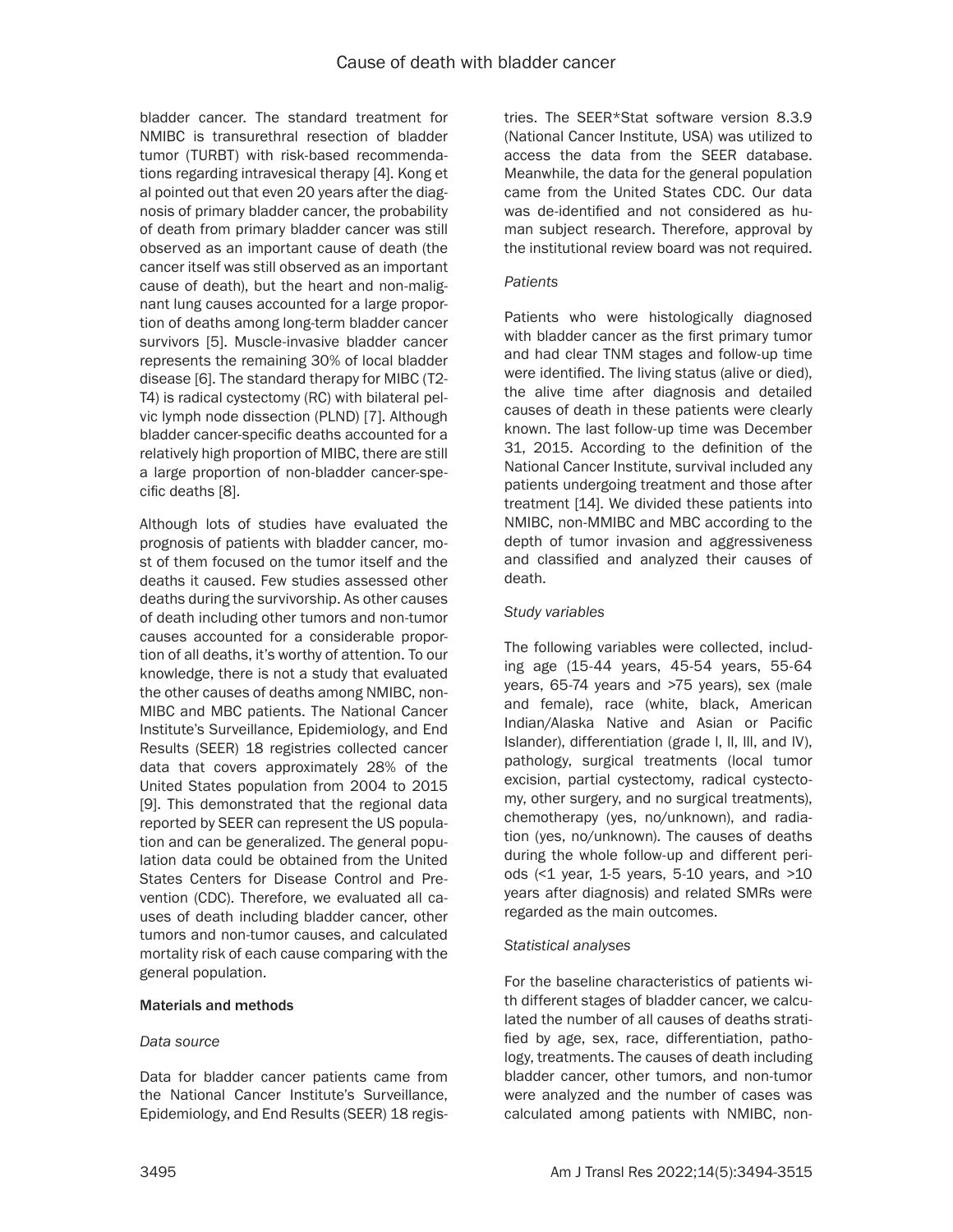bladder cancer. The standard treatment for NMIBC is transurethral resection of bladder tumor (TURBT) with risk-based recommendations regarding intravesical therapy [4]. Kong et al pointed out that even 20 years after the diagnosis of primary bladder cancer, the probability of death from primary bladder cancer was still observed as an important cause of death (the cancer itself was still observed as an important cause of death), but the heart and non-malignant lung causes accounted for a large proportion of deaths among long-term bladder cancer survivors [5]. Muscle-invasive bladder cancer represents the remaining 30% of local bladder disease [6]. The standard therapy for MIBC (T2-T4) is radical cystectomy (RC) with bilateral pelvic lymph node dissection (PLND) [7]. Although bladder cancer-specific deaths accounted for a relatively high proportion of MIBC, there are still a large proportion of non-bladder cancer-specific deaths [8].

Although lots of studies have evaluated the prognosis of patients with bladder cancer, most of them focused on the tumor itself and the deaths it caused. Few studies assessed other deaths during the survivorship. As other causes of death including other tumors and non-tumor causes accounted for a considerable proportion of all deaths, it's worthy of attention. To our knowledge, there is not a study that evaluated the other causes of deaths among NMIBC, non-MIBC and MBC patients. The National Cancer Institute's Surveillance, Epidemiology, and End Results (SEER) 18 registries collected cancer data that covers approximately 28% of the United States population from 2004 to 2015 [9]. This demonstrated that the regional data reported by SEER can represent the US population and can be generalized. The general population data could be obtained from the United States Centers for Disease Control and Prevention (CDC). Therefore, we evaluated all causes of death including bladder cancer, other tumors and non-tumor causes, and calculated mortality risk of each cause comparing with the general population.

## Materials and methods

### *Data source*

Data for bladder cancer patients came from the National Cancer Institute's Surveillance, Epidemiology, and End Results (SEER) 18 registries. The SEER*Stat software version 8.3.9 (National Cancer Institute, USA) was utilized to access the data from the SEER database. Meanwhile, the data for the general population came from the United States CDC. Our data was de-identified and not considered as human subject research. Therefore, approval by the institutional review board was not required.

### *Patients*

Patients who were histologically diagnosed with bladder cancer as the first primary tumor and had clear TNM stages and follow-up time were identified. The living status (alive or died), the alive time after diagnosis and detailed causes of death in these patients were clearly known. The last follow-up time was December 31, 2015. According to the definition of the National Cancer Institute, survival included any patients undergoing treatment and those after treatment [14]. We divided these patients into NMIBC, non-MMIBC and MBC according to the depth of tumor invasion and aggressiveness and classified and analyzed their causes of death.

### *Study variables*

The following variables were collected, including age (15-44 years, 45-54 years, 55-64 years, 65-74 years and >75 years), sex (male and female), race (white, black, American Indian/Alaska Native and Asian or Pacific Islander), differentiation (grade I, II, III, and IV), pathology, surgical treatments (local tumor excision, partial cystectomy, radical cystectomy, other surgery, and no surgical treatments), chemotherapy (yes, no/unknown), and radiation (yes, no/unknown). The causes of deaths during the whole follow-up and different periods (<1 year, 1-5 years, 5-10 years, and >10 years after diagnosis) and related SMRs were regarded as the main outcomes.

### *Statistical analyses*

For the baseline characteristics of patients with different stages of bladder cancer, we calculated the number of all causes of deaths stratified by age, sex, race, differentiation, pathology, treatments. The causes of death including bladder cancer, other tumors, and non-tumor were analyzed and the number of cases was calculated among patients with NMIBC, non-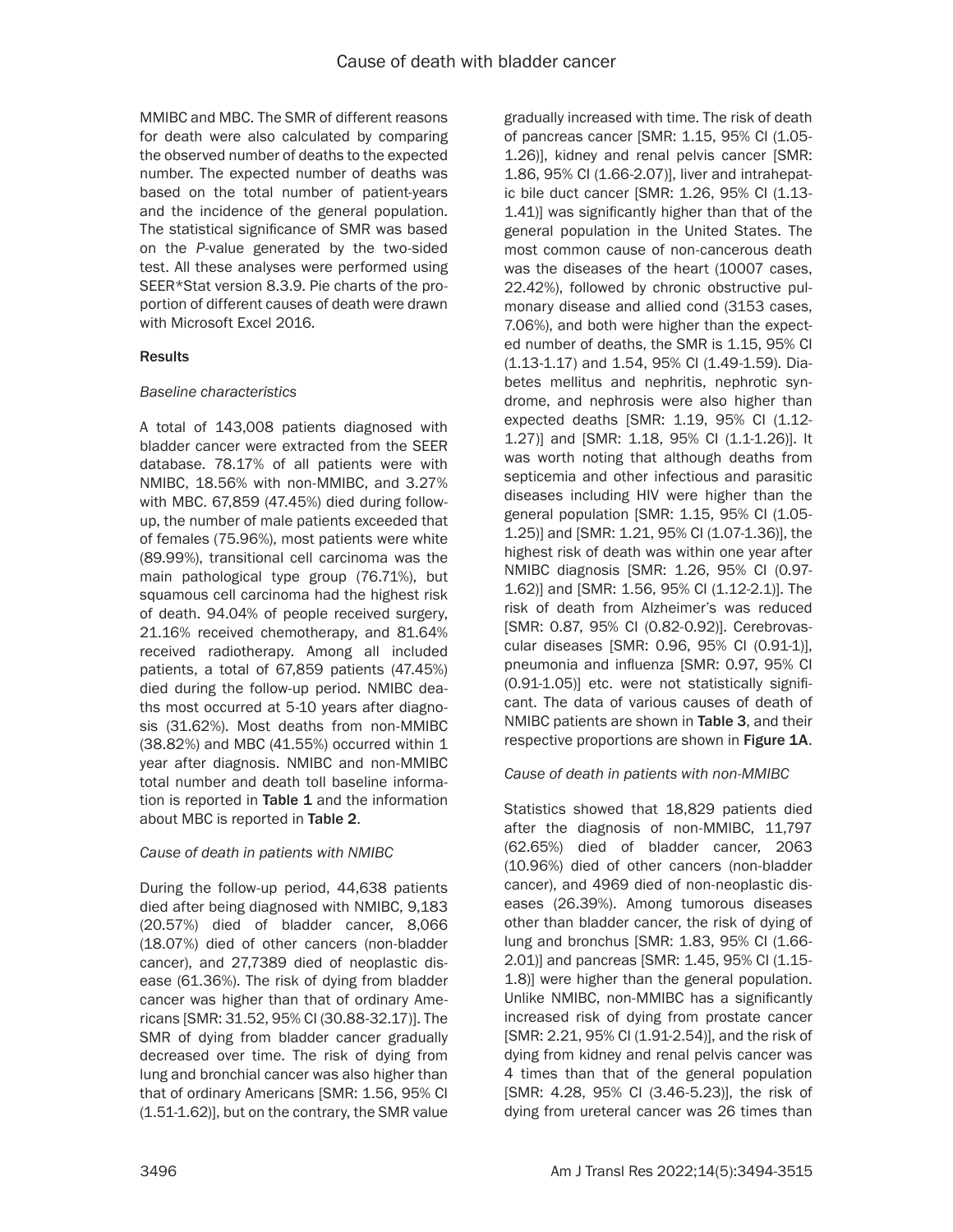MMIBC and MBC. The SMR of different reasons for death were also calculated by comparing the observed number of deaths to the expected number. The expected number of deaths was based on the total number of patient-years and the incidence of the general population. The statistical significance of SMR was based on the *P*-value generated by the two-sided test. All these analyses were performed using SEER*Stat version 8.3.9. Pie charts of the proportion of different causes of death were drawn with Microsoft Excel 2016.

## Results

### *Baseline characteristics*

A total of 143,008 patients diagnosed with bladder cancer were extracted from the SEER database. 78.17% of all patients were with NMIBC, 18.56% with non-MMIBC, and 3.27% with MBC. 67,859 (47.45%) died during follow-up, the number of male patients exceeded that of females (75.96%), most patients were white (89.99%), transitional cell carcinoma was the main pathological type group (76.71%), but squamous cell carcinoma had the highest risk of death. 94.04% of people received surgery, 21.16% received chemotherapy, and 81.64% received radiotherapy. Among all included patients, a total of 67,859 patients (47.45%) died during the follow-up period. NMIBC deaths most occurred at 5-10 years after diagnosis (31.62%). Most deaths from non-MMIBC (38.82%) and MBC (41.55%) occurred within 1 year after diagnosis. NMIBC and non-MMIBC total number and death toll baseline information is reported in **Table 1** and the information about MBC is reported in **Table 2**.

### *Cause of death in patients with NMIBC*

During the follow-up period, 44,638 patients died after being diagnosed with NMIBC, 9,183 (20.57%) died of bladder cancer, 8,066 (18.07%) died of other cancers (non-bladder cancer), and 27,7389 died of neoplastic disease (61.36%). The risk of dying from bladder cancer was higher than that of ordinary Americans [SMR: 31.52, 95% CI (30.88-32.17)]. The SMR of dying from bladder cancer gradually decreased over time. The risk of dying from lung and bronchial cancer was also higher than that of ordinary Americans [SMR: 1.56, 95% CI (1.51-1.62)], but on the contrary, the SMR value gradually increased with time. The risk of death of pancreas cancer [SMR: 1.15, 95% CI (1.05-1.26)], kidney and renal pelvis cancer [SMR: 1.86, 95% CI (1.66-2.07)], liver and intrahepatic bile duct cancer [SMR: 1.26, 95% CI (1.13-1.41)] was significantly higher than that of the general population in the United States. The most common cause of non-cancerous death was the diseases of the heart (10007 cases, 22.42%), followed by chronic obstructive pulmonary disease and allied cond (3153 cases, 7.06%), and both were higher than the expected number of deaths, the SMR is 1.15, 95% CI (1.13-1.17) and 1.54, 95% CI (1.49-1.59). Diabetes mellitus and nephritis, nephrotic syndrome, and nephrosis were also higher than expected deaths [SMR: 1.19, 95% CI (1.12-1.27)] and [SMR: 1.18, 95% CI (1.1-1.26)]. It was worth noting that although deaths from septicemia and other infectious and parasitic diseases including HIV were higher than the general population [SMR: 1.15, 95% CI (1.05-1.25)] and [SMR: 1.21, 95% CI (1.07-1.36)], the highest risk of death was within one year after NMIBC diagnosis [SMR: 1.26, 95% CI (0.97-1.62)] and [SMR: 1.56, 95% CI (1.12-2.1)]. The risk of death from Alzheimer's was reduced [SMR: 0.87, 95% CI (0.82-0.92)]. Cerebrovascular diseases [SMR: 0.96, 95% CI (0.91-1)], pneumonia and influenza [SMR: 0.97, 95% CI (0.91-1.05)] etc. were not statistically significant. The data of various causes of death of NMIBC patients are shown in **Table 3**, and their respective proportions are shown in **Figure 1A**.

### *Cause of death in patients with non-MMIBC*

Statistics showed that 18,829 patients died after the diagnosis of non-MMIBC, 11,797 (62.65%) died of bladder cancer, 2063 (10.96%) died of other cancers (non-bladder cancer), and 4969 died of non-neoplastic diseases (26.39%). Among tumorous diseases other than bladder cancer, the risk of dying of lung and bronchus [SMR: 1.83, 95% CI (1.66-2.01)] and pancreas [SMR: 1.45, 95% CI (1.15-1.8)] were higher than the general population. Unlike NMIBC, non-MMIBC has a significantly increased risk of dying from prostate cancer [SMR: 2.21, 95% CI (1.91-2.54)], and the risk of dying from kidney and renal pelvis cancer was 4 times than that of the general population [SMR: 4.28, 95% CI (3.46-5.23)], the risk of dying from ureteral cancer was 26 times than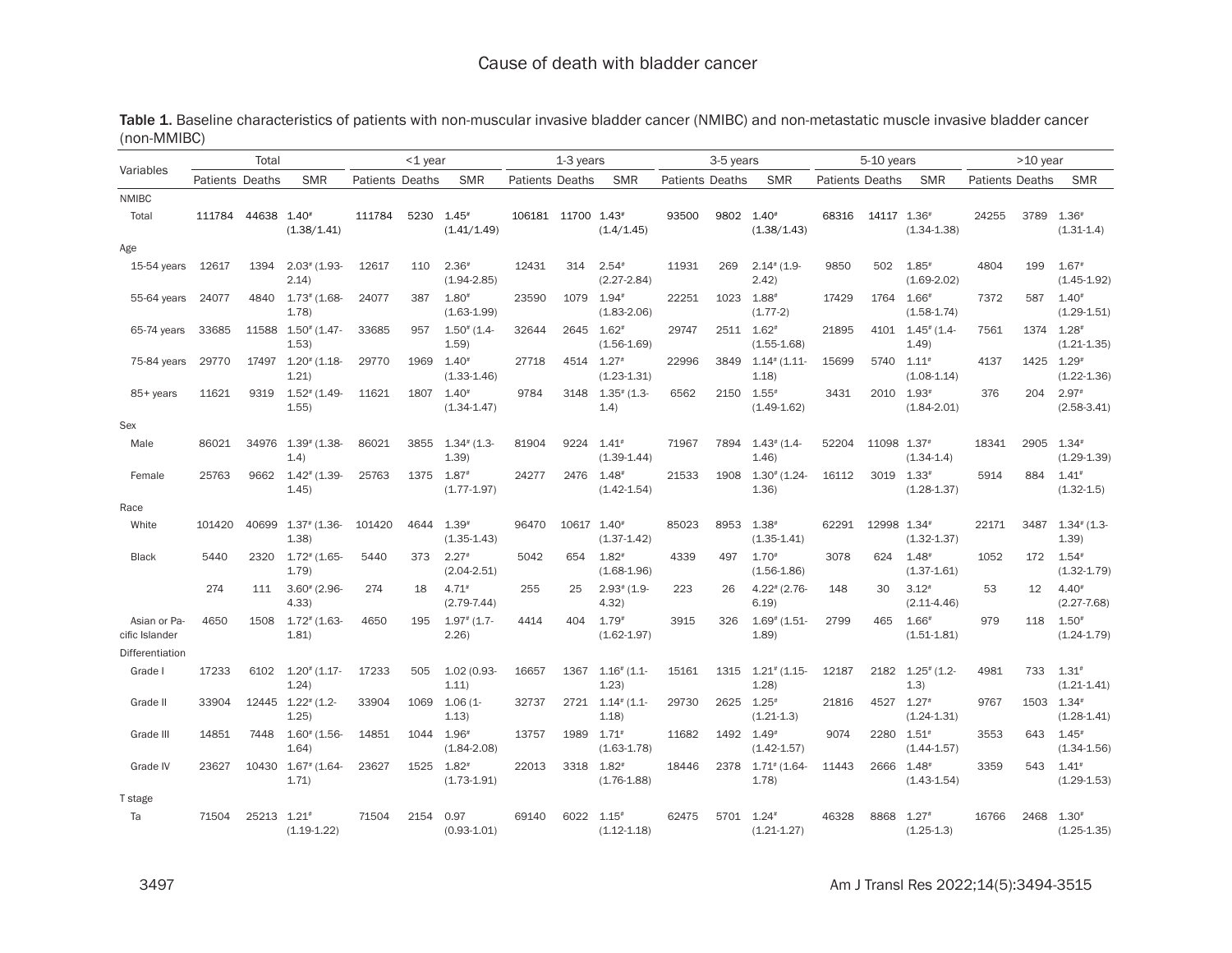**Table 1.** Baseline characteristics of patients with non-muscular invasive bladder cancer (NMIBC) and non-metastatic muscle invasive bladder cancer (non-MMIBC)

| Variables | Total | | | <1 year | | | 1-3 years | | | 3-5 years | | | 5-10 years | | | >10 year | | |
|---|---|---|---|---|---|---|---|---|---|---|---|---|---|---|---|---|---|---|
| | Patients | Deaths | SMR | Patients | Deaths | SMR | Patients | Deaths | SMR | Patients | Deaths | SMR | Patients | Deaths | SMR | Patients | Deaths | SMR |
| NMIBC | | | | | | | | | | | | | | | | | | |
| Total | 111784 | 44638 | 1.40# (1.38/1.41) | 111784 | 5230 | 1.45# (1.41/1.49) | 106181 | 11700 | 1.43# (1.4/1.45) | 93500 | 9802 | 1.40# (1.38/1.43) | 68316 | 14117 | 1.36# (1.34-1.38) | 24255 | 3789 | 1.36# (1.31-1.4) |
| Age | | | | | | | | | | | | | | | | | | |
| 15-54 years | 12617 | 1394 | 2.03# (1.93-2.14) | 12617 | 110 | 2.36# (1.94-2.85) | 12431 | 314 | 2.54# (2.27-2.84) | 11931 | 269 | 2.14# (1.9-2.42) | 9850 | 502 | 1.85# (1.69-2.02) | 4804 | 199 | 1.67# (1.45-1.92) |
| 55-64 years | 24077 | 4840 | 1.73# (1.68-1.78) | 24077 | 387 | 1.80# (1.63-1.99) | 23590 | 1079 | 1.94# (1.83-2.06) | 22251 | 1023 | 1.88# (1.77-2) | 17429 | 1764 | 1.66# (1.58-1.74) | 7372 | 587 | 1.40# (1.29-1.51) |
| 65-74 years | 33685 | 11588 | 1.50# (1.47-1.53) | 33685 | 957 | 1.50# (1.4-1.59) | 32644 | 2645 | 1.62# (1.56-1.69) | 29747 | 2511 | 1.62# (1.55-1.68) | 21895 | 4101 | 1.45# (1.4-1.49) | 7561 | 1374 | 1.28# (1.21-1.35) |
| 75-84 years | 29770 | 17497 | 1.20# (1.18-1.21) | 29770 | 1969 | 1.40# (1.33-1.46) | 27718 | 4514 | 1.27# (1.23-1.31) | 22996 | 3849 | 1.14# (1.11-1.18) | 15699 | 5740 | 1.11# (1.08-1.14) | 4137 | 1425 | 1.29# (1.22-1.36) |
| 85+ years | 11621 | 9319 | 1.52# (1.49-1.55) | 11621 | 1807 | 1.40# (1.34-1.47) | 9784 | 3148 | 1.35# (1.3-1.4) | 6562 | 2150 | 1.55# (1.49-1.62) | 3431 | 2010 | 1.93# (1.84-2.01) | 376 | 204 | 2.97# (2.58-3.41) |
| Sex | | | | | | | | | | | | | | | | | | |
| Male | 86021 | 34976 | 1.39# (1.38-1.4) | 86021 | 3855 | 1.34# (1.3-1.39) | 81904 | 9224 | 1.41# (1.39-1.44) | 71967 | 7894 | 1.43# (1.4-1.46) | 52204 | 11098 | 1.37# (1.34-1.4) | 18341 | 2905 | 1.34# (1.29-1.39) |
| Female | 25763 | 9662 | 1.42# (1.39-1.45) | 25763 | 1375 | 1.87# (1.77-1.97) | 24277 | 2476 | 1.48# (1.42-1.54) | 21533 | 1908 | 1.30# (1.24-1.36) | 16112 | 3019 | 1.33# (1.28-1.37) | 5914 | 884 | 1.41# (1.32-1.5) |
| Race | | | | | | | | | | | | | | | | | | |
| White | 101420 | 40699 | 1.37# (1.36-1.38) | 101420 | 4644 | 1.39# (1.35-1.43) | 96470 | 10617 | 1.40# (1.37-1.42) | 85023 | 8953 | 1.38# (1.35-1.41) | 62291 | 12998 | 1.34# (1.32-1.37) | 22171 | 3487 | 1.34# (1.3-1.39) |
| Black | 5440 | 2320 | 1.72# (1.65-1.79) | 5440 | 373 | 2.27# (2.04-2.51) | 5042 | 654 | 1.82# (1.68-1.96) | 4339 | 497 | 1.70# (1.56-1.86) | 3078 | 624 | 1.48# (1.37-1.61) | 1052 | 172 | 1.54# (1.32-1.79) |
| | 274 | 111 | 3.60# (2.96-4.33) | 274 | 18 | 4.71# (2.79-7.44) | 255 | 25 | 2.93# (1.9-4.32) | 223 | 26 | 4.22# (2.76-6.19) | 148 | 30 | 3.12# (2.11-4.46) | 53 | 12 | 4.40# (2.27-7.68) |
| Asian or Pacific Islander | 4650 | 1508 | 1.72# (1.63-1.81) | 4650 | 195 | 1.97# (1.7-2.26) | 4414 | 404 | 1.79# (1.62-1.97) | 3915 | 326 | 1.69# (1.51-1.89) | 2799 | 465 | 1.66# (1.51-1.81) | 979 | 118 | 1.50# (1.24-1.79) |
| Differentiation | | | | | | | | | | | | | | | | | | |
| Grade I | 17233 | 6102 | 1.20# (1.17-1.24) | 17233 | 505 | 1.02 (0.93-1.11) | 16657 | 1367 | 1.16# (1.1-1.23) | 15161 | 1315 | 1.21# (1.15-1.28) | 12187 | 2182 | 1.25# (1.2-1.3) | 4981 | 733 | 1.31# (1.21-1.41) |
| Grade II | 33904 | 12445 | 1.22# (1.2-1.25) | 33904 | 1069 | 1.06 (1-1.13) | 32737 | 2721 | 1.14# (1.1-1.18) | 29730 | 2625 | 1.25# (1.21-1.3) | 21816 | 4527 | 1.27# (1.24-1.31) | 9767 | 1503 | 1.34# (1.28-1.41) |
| Grade III | 14851 | 7448 | 1.60# (1.56-1.64) | 14851 | 1044 | 1.96# (1.84-2.08) | 13757 | 1989 | 1.71# (1.63-1.78) | 11682 | 1492 | 1.49# (1.42-1.57) | 9074 | 2280 | 1.51# (1.44-1.57) | 3553 | 643 | 1.45# (1.34-1.56) |
| Grade IV | 23627 | 10430 | 1.67# (1.64-1.71) | 23627 | 1525 | 1.82# (1.73-1.91) | 22013 | 3318 | 1.82# (1.76-1.88) | 18446 | 2378 | 1.71# (1.64-1.78) | 11443 | 2666 | 1.48# (1.43-1.54) | 3359 | 543 | 1.41# (1.29-1.53) |
| T stage | | | | | | | | | | | | | | | | | | |
| Ta | 71504 | 25213 | 1.21# (1.19-1.22) | 71504 | 2154 | 0.97 (0.93-1.01) | 69140 | 6022 | 1.15# (1.12-1.18) | 62475 | 5701 | 1.24# (1.21-1.27) | 46328 | 8868 | 1.27# (1.25-1.3) | 16766 | 2468 | 1.30# (1.25-1.35) |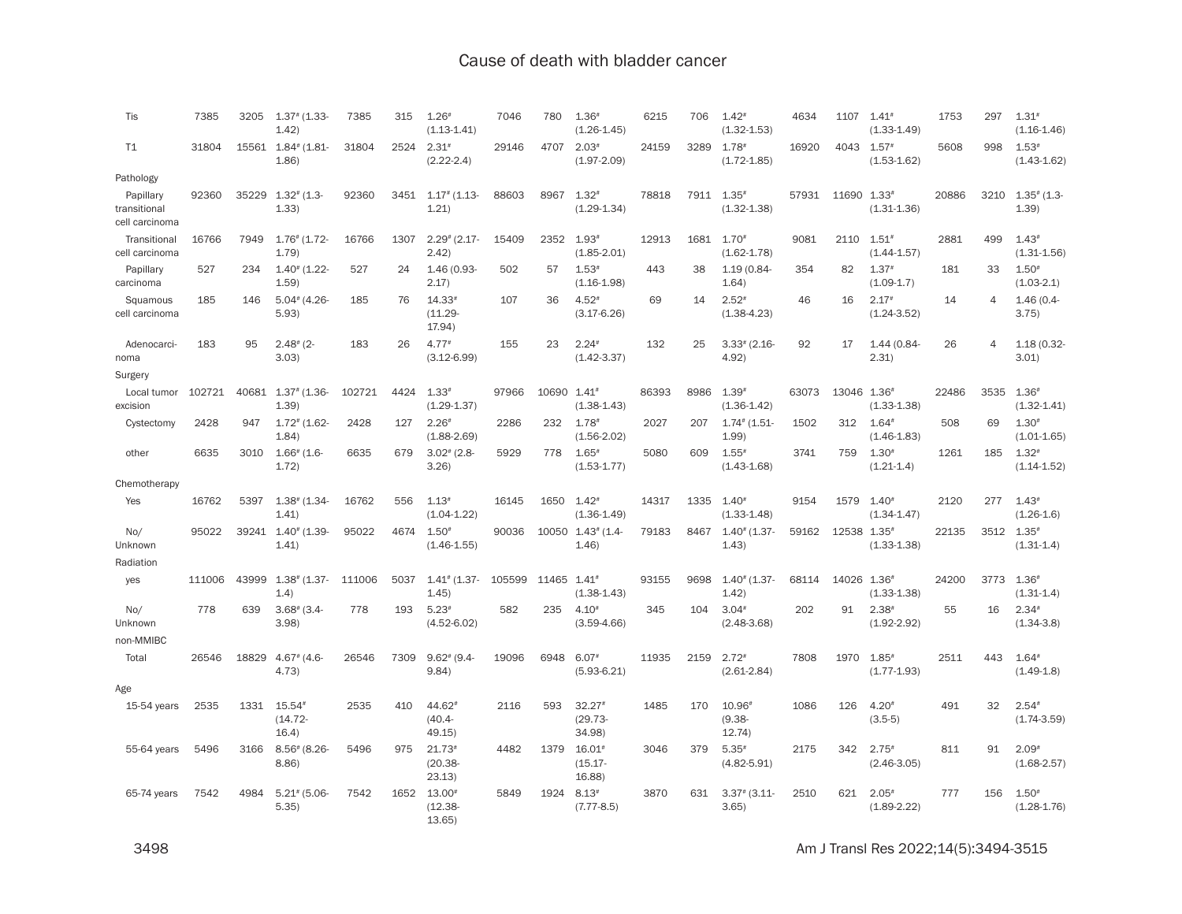| | | | | | | | | | | | | | | | | | | |
|---|---|---|---|---|---|---|---|---|---|---|---|---|---|---|---|---|---|---|
| Tis | 7385 | 3205 | 1.37# (1.33-1.42) | 7385 | 315 | 1.26# (1.13-1.41) | 7046 | 780 | 1.36# (1.26-1.45) | 6215 | 706 | 1.42# (1.32-1.53) | 4634 | 1107 | 1.41# (1.33-1.49) | 1753 | 297 | 1.31# (1.16-1.46) |
| T1 | 31804 | 15561 | 1.84# (1.81-1.86) | 31804 | 2524 | 2.31# (2.22-2.4) | 29146 | 4707 | 2.03# (1.97-2.09) | 24159 | 3289 | 1.78# (1.72-1.85) | 16920 | 4043 | 1.57# (1.53-1.62) | 5608 | 998 | 1.53# (1.43-1.62) |
| Pathology | | | | | | | | | | | | | | | | | | |
| Papillary transitional cell carcinoma | 92360 | 35229 | 1.32# (1.3-1.33) | 92360 | 3451 | 1.17# (1.13-1.21) | 88603 | 8967 | 1.32# (1.29-1.34) | 78818 | 7911 | 1.35# (1.32-1.38) | 57931 | 11690 | 1.33# (1.31-1.36) | 20886 | 3210 | 1.35# (1.3-1.39) |
| Transitional cell carcinoma | 16766 | 7949 | 1.76# (1.72-1.79) | 16766 | 1307 | 2.29# (2.17-2.42) | 15409 | 2352 | 1.93# (1.85-2.01) | 12913 | 1681 | 1.70# (1.62-1.78) | 9081 | 2110 | 1.51# (1.44-1.57) | 2881 | 499 | 1.43# (1.31-1.56) |
| Papillary carcinoma | 527 | 234 | 1.40# (1.22-1.59) | 527 | 24 | 1.46 (0.93-2.17) | 502 | 57 | 1.53# (1.16-1.98) | 443 | 38 | 1.19 (0.84-1.64) | 354 | 82 | 1.37# (1.09-1.7) | 181 | 33 | 1.50# (1.03-2.1) |
| Squamous cell carcinoma | 185 | 146 | 5.04# (4.26-5.93) | 185 | 76 | 14.33# (11.29-17.94) | 107 | 36 | 4.52# (3.17-6.26) | 69 | 14 | 2.52# (1.38-4.23) | 46 | 16 | 2.17# (1.24-3.52) | 14 | 4 | 1.46 (0.4-3.75) |
| Adenocarcinoma | 183 | 95 | 2.48# (2-3.03) | 183 | 26 | 4.77# (3.12-6.99) | 155 | 23 | 2.24# (1.42-3.37) | 132 | 25 | 3.33# (2.16-4.92) | 92 | 17 | 1.44 (0.84-2.31) | 26 | 4 | 1.18 (0.32-3.01) |
| Surgery | | | | | | | | | | | | | | | | | | |
| Local tumor excision | 102721 | 40681 | 1.37# (1.36-1.39) | 102721 | 4424 | 1.33# (1.29-1.37) | 97966 | 10690 | 1.41# (1.38-1.43) | 86393 | 8986 | 1.39# (1.36-1.42) | 63073 | 13046 | 1.36# (1.33-1.38) | 22486 | 3535 | 1.36# (1.32-1.41) |
| Cystectomy | 2428 | 947 | 1.72# (1.62-1.84) | 2428 | 127 | 2.26# (1.88-2.69) | 2286 | 232 | 1.78# (1.56-2.02) | 2027 | 207 | 1.74# (1.51-1.99) | 1502 | 312 | 1.64# (1.46-1.83) | 508 | 69 | 1.30# (1.01-1.65) |
| other | 6635 | 3010 | 1.66# (1.6-1.72) | 6635 | 679 | 3.02# (2.8-3.26) | 5929 | 778 | 1.65# (1.53-1.77) | 5080 | 609 | 1.55# (1.43-1.68) | 3741 | 759 | 1.30# (1.21-1.4) | 1261 | 185 | 1.32# (1.14-1.52) |
| Chemotherapy | | | | | | | | | | | | | | | | | | |
| Yes | 16762 | 5397 | 1.38# (1.34-1.41) | 16762 | 556 | 1.13# (1.04-1.22) | 16145 | 1650 | 1.42# (1.36-1.49) | 14317 | 1335 | 1.40# (1.33-1.48) | 9154 | 1579 | 1.40# (1.34-1.47) | 2120 | 277 | 1.43# (1.26-1.6) |
| No/Unknown | 95022 | 39241 | 1.40# (1.39-1.41) | 95022 | 4674 | 1.50# (1.46-1.55) | 90036 | 10050 | 1.43# (1.4-1.46) | 79183 | 8467 | 1.40# (1.37-1.43) | 59162 | 12538 | 1.35# (1.33-1.38) | 22135 | 3512 | 1.35# (1.31-1.4) |
| Radiation | | | | | | | | | | | | | | | | | | |
| yes | 111006 | 43999 | 1.38# (1.37-1.4) | 111006 | 5037 | 1.41# (1.37-1.45) | 105599 | 11465 | 1.41# (1.38-1.43) | 93155 | 9698 | 1.40# (1.37-1.42) | 68114 | 14026 | 1.36# (1.33-1.38) | 24200 | 3773 | 1.36# (1.31-1.4) |
| No/Unknown | 778 | 639 | 3.68# (3.4-3.98) | 778 | 193 | 5.23# (4.52-6.02) | 582 | 235 | 4.10# (3.59-4.66) | 345 | 104 | 3.04# (2.48-3.68) | 202 | 91 | 2.38# (1.92-2.92) | 55 | 16 | 2.34# (1.34-3.8) |
| non-MMIBC | | | | | | | | | | | | | | | | | | |
| Total | 26546 | 18829 | 4.67# (4.6-4.73) | 26546 | 7309 | 9.62# (9.4-9.84) | 19096 | 6948 | 6.07# (5.93-6.21) | 11935 | 2159 | 2.72# (2.61-2.84) | 7808 | 1970 | 1.85# (1.77-1.93) | 2511 | 443 | 1.64# (1.49-1.8) |
| Age | | | | | | | | | | | | | | | | | | |
| 15-54 years | 2535 | 1331 | 15.54# (14.72-16.4) | 2535 | 410 | 44.62# (40.4-49.15) | 2116 | 593 | 32.27# (29.73-34.98) | 1485 | 170 | 10.96# (9.38-12.74) | 1086 | 126 | 4.20# (3.5-5) | 491 | 32 | 2.54# (1.74-3.59) |
| 55-64 years | 5496 | 3166 | 8.56# (8.26-8.86) | 5496 | 975 | 21.73# (20.38-23.13) | 4482 | 1379 | 16.01# (15.17-16.88) | 3046 | 379 | 5.35# (4.82-5.91) | 2175 | 342 | 2.75# (2.46-3.05) | 811 | 91 | 2.09# (1.68-2.57) |
| 65-74 years | 7542 | 4984 | 5.21# (5.06-5.35) | 7542 | 1652 | 13.00# (12.38-13.65) | 5849 | 1924 | 8.13# (7.77-8.5) | 3870 | 631 | 3.37# (3.11-3.65) | 2510 | 621 | 2.05# (1.89-2.22) | 777 | 156 | 1.50# (1.28-1.76) |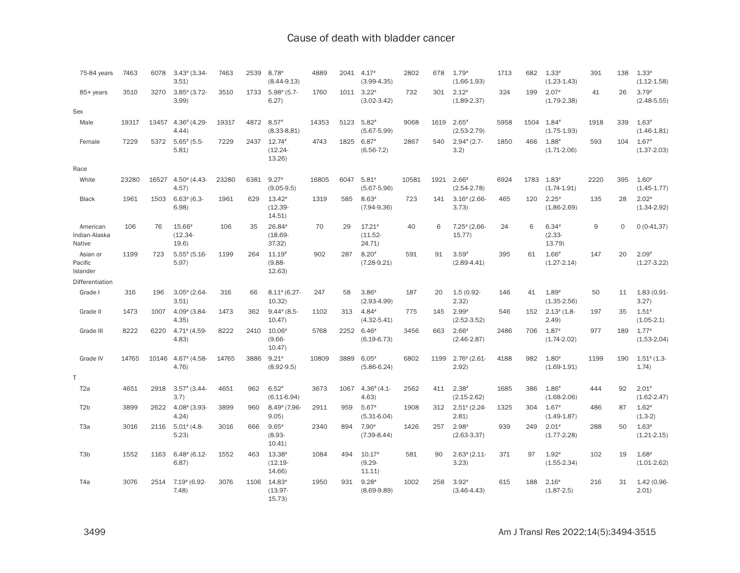| | | | | | | | | | | | | | | | | | | |
|---|---|---|---|---|---|---|---|---|---|---|---|---|---|---|---|---|---|---|
| 75-84 years | 7463 | 6078 | 3.43# (3.34-3.51) | 7463 | 2539 | 8.78# (8.44-9.13) | 4889 | 2041 | 4.17# (3.99-4.35) | 2802 | 678 | 1.79# (1.66-1.93) | 1713 | 682 | 1.33# (1.23-1.43) | 391 | 138 | 1.33# (1.12-1.58) |
| 85+ years | 3510 | 3270 | 3.85# (3.72-3.99) | 3510 | 1733 | 5.98# (5.7-6.27) | 1760 | 1011 | 3.22# (3.02-3.42) | 732 | 301 | 2.12# (1.89-2.37) | 324 | 199 | 2.07# (1.79-2.38) | 41 | 26 | 3.79# (2.48-5.55) |
| Sex | | | | | | | | | | | | | | | | | | |
| Male | 19317 | 13457 | 4.36# (4.29-4.44) | 19317 | 4872 | 8.57# (8.33-8.81) | 14353 | 5123 | 5.82# (5.67-5.99) | 9068 | 1619 | 2.65# (2.53-2.79) | 5958 | 1504 | 1.84# (1.75-1.93) | 1918 | 339 | 1.63# (1.46-1.81) |
| Female | 7229 | 5372 | 5.65# (5.5-5.81) | 7229 | 2437 | 12.74# (12.24-13.26) | 4743 | 1825 | 6.87# (6.56-7.2) | 2867 | 540 | 2.94# (2.7-3.2) | 1850 | 466 | 1.88# (1.71-2.06) | 593 | 104 | 1.67# (1.37-2.03) |
| Race | | | | | | | | | | | | | | | | | | |
| White | 23280 | 16527 | 4.50# (4.43-4.57) | 23280 | 6381 | 9.27# (9.05-9.5) | 16805 | 6047 | 5.81# (5.67-5.96) | 10581 | 1921 | 2.66# (2.54-2.78) | 6924 | 1783 | 1.83# (1.74-1.91) | 2220 | 395 | 1.60# (1.45-1.77) |
| Black | 1961 | 1503 | 6.63# (6.3-6.98) | 1961 | 629 | 13.42# (12.39-14.51) | 1319 | 585 | 8.63# (7.94-9.36) | 723 | 141 | 3.16# (2.66-3.73) | 465 | 120 | 2.25# (1.86-2.69) | 135 | 28 | 2.02# (1.34-2.92) |
| American Indian-Alaska Native | 106 | 76 | 15.66# (12.34-19.6) | 106 | 35 | 26.84# (18.69-37.32) | 70 | 29 | 17.21# (11.52-24.71) | 40 | 6 | 7.25# (2.66-15.77) | 24 | 6 | 6.34# (2.33-13.79) | 9 | 0 | 0 (0-41.37) |
| Asian or Pacific Islander | 1199 | 723 | 5.55# (5.16-5.97) | 1199 | 264 | 11.19# (9.88-12.63) | 902 | 287 | 8.20# (7.28-9.21) | 591 | 91 | 3.59# (2.89-4.41) | 395 | 61 | 1.66# (1.27-2.14) | 147 | 20 | 2.09# (1.27-3.22) |
| Differentiation | | | | | | | | | | | | | | | | | | |
| Grade I | 316 | 196 | 3.05# (2.64-3.51) | 316 | 66 | 8.11# (6.27-10.32) | 247 | 58 | 3.86# (2.93-4.99) | 187 | 20 | 1.5 (0.92-2.32) | 146 | 41 | 1.89# (1.35-2.56) | 50 | 11 | 1.83 (0.91-3.27) |
| Grade II | 1473 | 1007 | 4.09# (3.84-4.35) | 1473 | 362 | 9.44# (8.5-10.47) | 1102 | 313 | 4.84# (4.32-5.41) | 775 | 145 | 2.99# (2.52-3.52) | 546 | 152 | 2.13# (1.8-2.49) | 197 | 35 | 1.51# (1.05-2.1) |
| Grade III | 8222 | 6220 | 4.71# (4.59-4.83) | 8222 | 2410 | 10.06# (9.66-10.47) | 5768 | 2252 | 6.46# (6.19-6.73) | 3456 | 663 | 2.66# (2.46-2.87) | 2486 | 706 | 1.87# (1.74-2.02) | 977 | 189 | 1.77# (1.53-2.04) |
| Grade IV | 14765 | 10146 | 4.67# (4.58-4.76) | 14765 | 3886 | 9.21# (8.92-9.5) | 10809 | 3889 | 6.05# (5.86-6.24) | 6802 | 1199 | 2.76# (2.61-2.92) | 4188 | 982 | 1.80# (1.69-1.91) | 1199 | 190 | 1.51# (1.3-1.74) |
| T | | | | | | | | | | | | | | | | | | |
| T2a | 4651 | 2918 | 3.57# (3.44-3.7) | 4651 | 962 | 6.52# (6.11-6.94) | 3673 | 1067 | 4.36# (4.1-4.63) | 2562 | 411 | 2.38# (2.15-2.62) | 1685 | 386 | 1.86# (1.68-2.06) | 444 | 92 | 2.01# (1.62-2.47) |
| T2b | 3899 | 2622 | 4.08# (3.93-4.24) | 3899 | 960 | 8.49# (7.96-9.05) | 2911 | 959 | 5.67# (5.31-6.04) | 1908 | 312 | 2.51# (2.24-2.81) | 1325 | 304 | 1.67# (1.49-1.87) | 486 | 87 | 1.62# (1.3-2) |
| T3a | 3016 | 2116 | 5.01# (4.8-5.23) | 3016 | 666 | 9.65# (8.93-10.41) | 2340 | 894 | 7.90# (7.39-8.44) | 1426 | 257 | 2.98# (2.63-3.37) | 939 | 249 | 2.01# (1.77-2.28) | 288 | 50 | 1.63# (1.21-2.15) |
| T3b | 1552 | 1163 | 6.48# (6.12-6.87) | 1552 | 463 | 13.38# (12.19-14.66) | 1084 | 494 | 10.17# (9.29-11.11) | 581 | 90 | 2.63# (2.11-3.23) | 371 | 97 | 1.92# (1.55-2.34) | 102 | 19 | 1.68# (1.01-2.62) |
| T4a | 3076 | 2514 | 7.19# (6.92-7.48) | 3076 | 1106 | 14.83# (13.97-15.73) | 1950 | 931 | 9.28# (8.69-9.89) | 1002 | 258 | 3.92# (3.46-4.43) | 615 | 188 | 2.16# (1.87-2.5) | 216 | 31 | 1.42 (0.96-2.01) |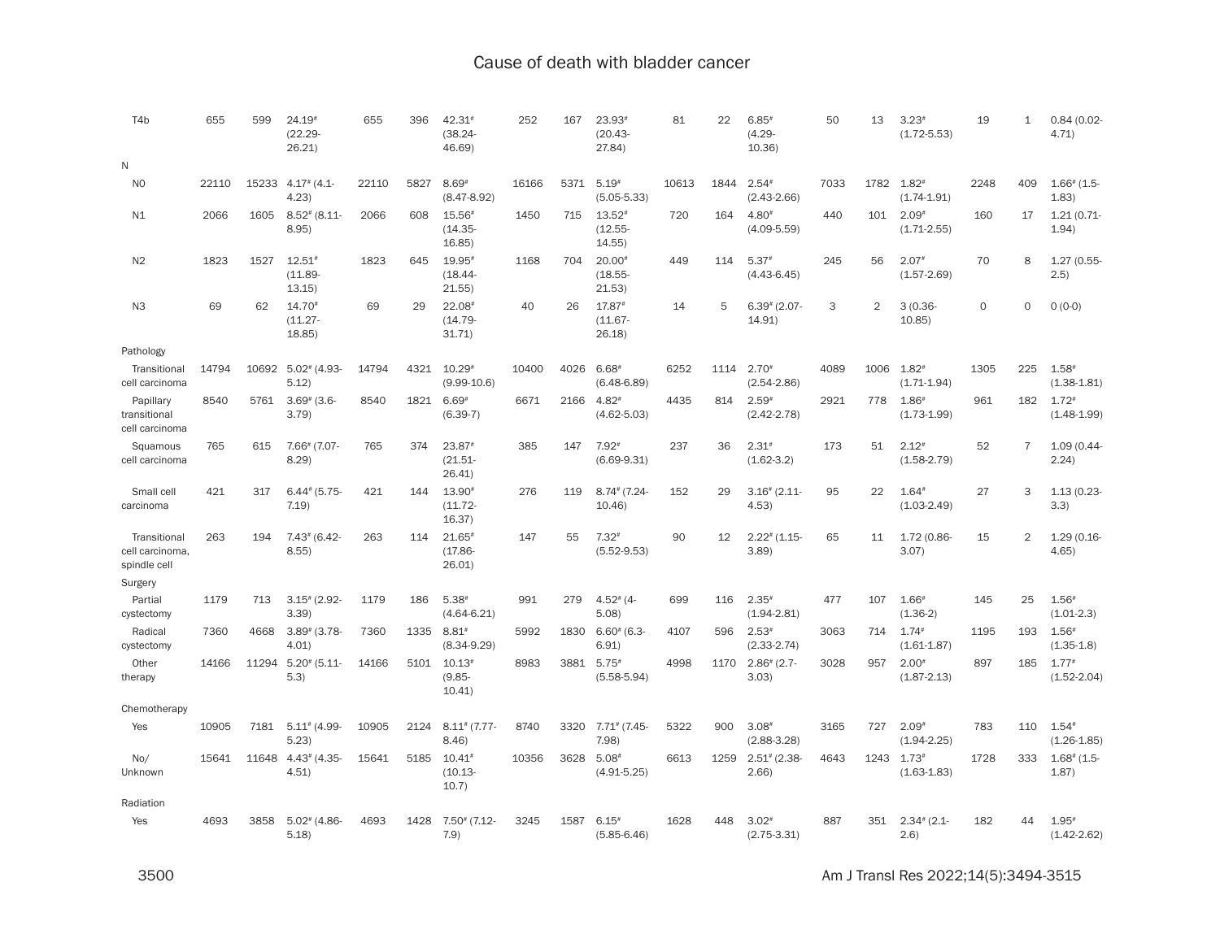| | | | | | | | | | | | | | | | | | | |
|---|---|---|---|---|---|---|---|---|---|---|---|---|---|---|---|---|---|---|
| T4b | 655 | 599 | 24.19# (22.29-26.21) | 655 | 396 | 42.31# (38.24-46.69) | 252 | 167 | 23.93# (20.43-27.84) | 81 | 22 | 6.85# (4.29-10.36) | 50 | 13 | 3.23# (1.72-5.53) | 19 | 1 | 0.84 (0.02-4.71) |
| N | | | | | | | | | | | | | | | | | | |
| N0 | 22110 | 15233 | 4.17# (4.1-4.23) | 22110 | 5827 | 8.69# (8.47-8.92) | 16166 | 5371 | 5.19# (5.05-5.33) | 10613 | 1844 | 2.54# (2.43-2.66) | 7033 | 1782 | 1.82# (1.74-1.91) | 2248 | 409 | 1.66# (1.5-1.83) |
| N1 | 2066 | 1605 | 8.52# (8.11-8.95) | 2066 | 608 | 15.56# (14.35-16.85) | 1450 | 715 | 13.52# (12.55-14.55) | 720 | 164 | 4.80# (4.09-5.59) | 440 | 101 | 2.09# (1.71-2.55) | 160 | 17 | 1.21 (0.71-1.94) |
| N2 | 1823 | 1527 | 12.51# (11.89-13.15) | 1823 | 645 | 19.95# (18.44-21.55) | 1168 | 704 | 20.00# (18.55-21.53) | 449 | 114 | 5.37# (4.43-6.45) | 245 | 56 | 2.07# (1.57-2.69) | 70 | 8 | 1.27 (0.55-2.5) |
| N3 | 69 | 62 | 14.70# (11.27-18.85) | 69 | 29 | 22.08# (14.79-31.71) | 40 | 26 | 17.87# (11.67-26.18) | 14 | 5 | 6.39# (2.07-14.91) | 3 | 2 | 3 (0.36-10.85) | 0 | 0 | 0 (0-0) |
| Pathology | | | | | | | | | | | | | | | | | | |
| Transitional cell carcinoma | 14794 | 10692 | 5.02# (4.93-5.12) | 14794 | 4321 | 10.29# (9.99-10.6) | 10400 | 4026 | 6.68# (6.48-6.89) | 6252 | 1114 | 2.70# (2.54-2.86) | 4089 | 1006 | 1.82# (1.71-1.94) | 1305 | 225 | 1.58# (1.38-1.81) |
| Papillary transitional cell carcinoma | 8540 | 5761 | 3.69# (3.6-3.79) | 8540 | 1821 | 6.69# (6.39-7) | 6671 | 2166 | 4.82# (4.62-5.03) | 4435 | 814 | 2.59# (2.42-2.78) | 2921 | 778 | 1.86# (1.73-1.99) | 961 | 182 | 1.72# (1.48-1.99) |
| Squamous cell carcinoma | 765 | 615 | 7.66# (7.07-8.29) | 765 | 374 | 23.87# (21.51-26.41) | 385 | 147 | 7.92# (6.69-9.31) | 237 | 36 | 2.31# (1.62-3.2) | 173 | 51 | 2.12# (1.58-2.79) | 52 | 7 | 1.09 (0.44-2.24) |
| Small cell carcinoma | 421 | 317 | 6.44# (5.75-7.19) | 421 | 144 | 13.90# (11.72-16.37) | 276 | 119 | 8.74# (7.24-10.46) | 152 | 29 | 3.16# (2.11-4.53) | 95 | 22 | 1.64# (1.03-2.49) | 27 | 3 | 1.13 (0.23-3.3) |
| Transitional cell carcinoma, spindle cell | 263 | 194 | 7.43# (6.42-8.55) | 263 | 114 | 21.65# (17.86-26.01) | 147 | 55 | 7.32# (5.52-9.53) | 90 | 12 | 2.22# (1.15-3.89) | 65 | 11 | 1.72 (0.86-3.07) | 15 | 2 | 1.29 (0.16-4.65) |
| Surgery | | | | | | | | | | | | | | | | | | |
| Partial cystectomy | 1179 | 713 | 3.15# (2.92-3.39) | 1179 | 186 | 5.38# (4.64-6.21) | 991 | 279 | 4.52# (4-5.08) | 699 | 116 | 2.35# (1.94-2.81) | 477 | 107 | 1.66# (1.36-2) | 145 | 25 | 1.56# (1.01-2.3) |
| Radical cystectomy | 7360 | 4668 | 3.89# (3.78-4.01) | 7360 | 1335 | 8.81# (8.34-9.29) | 5992 | 1830 | 6.60# (6.3-6.91) | 4107 | 596 | 2.53# (2.33-2.74) | 3063 | 714 | 1.74# (1.61-1.87) | 1195 | 193 | 1.56# (1.35-1.8) |
| Other therapy | 14166 | 11294 | 5.20# (5.11-5.3) | 14166 | 5101 | 10.13# (9.85-10.41) | 8983 | 3881 | 5.75# (5.58-5.94) | 4998 | 1170 | 2.86# (2.7-3.03) | 3028 | 957 | 2.00# (1.87-2.13) | 897 | 185 | 1.77# (1.52-2.04) |
| Chemotherapy | | | | | | | | | | | | | | | | | | |
| Yes | 10905 | 7181 | 5.11# (4.99-5.23) | 10905 | 2124 | 8.11# (7.77-8.46) | 8740 | 3320 | 7.71# (7.45-7.98) | 5322 | 900 | 3.08# (2.88-3.28) | 3165 | 727 | 2.09# (1.94-2.25) | 783 | 110 | 1.54# (1.26-1.85) |
| No/Unknown | 15641 | 11648 | 4.43# (4.35-4.51) | 15641 | 5185 | 10.41# (10.13-10.7) | 10356 | 3628 | 5.08# (4.91-5.25) | 6613 | 1259 | 2.51# (2.38-2.66) | 4643 | 1243 | 1.73# (1.63-1.83) | 1728 | 333 | 1.68# (1.5-1.87) |
| Radiation | | | | | | | | | | | | | | | | | | |
| Yes | 4693 | 3858 | 5.02# (4.86-5.18) | 4693 | 1428 | 7.50# (7.12-7.9) | 3245 | 1587 | 6.15# (5.85-6.46) | 1628 | 448 | 3.02# (2.75-3.31) | 887 | 351 | 2.34# (2.1-2.6) | 182 | 44 | 1.95# (1.42-2.62) |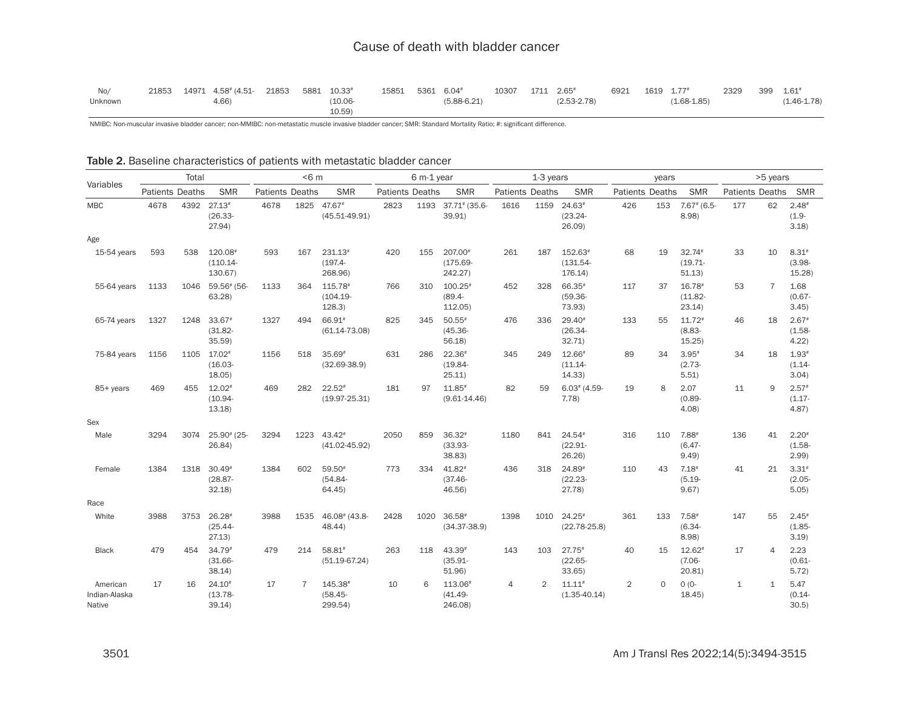| No/ Unknown | 21853 | 14971 | 4.58# (4.51-4.66) | 21853 | 5881 | 10.33# (10.06-10.59) | 15851 | 5361 | 6.04# (5.88-6.21) | 10307 | 1711 | 2.65# (2.53-2.78) | 6921 | 1619 | 1.77# (1.68-1.85) | 2329 | 399 | 1.61# (1.46-1.78) |
|---|---|---|---|---|---|---|---|---|---|---|---|---|---|---|---|---|---|---|

NMIBC: Non-muscular invasive bladder cancer; non-MMIBC: non-metastatic muscle invasive bladder cancer; SMR: Standard Mortality Ratio; #: significant difference.

**Table 2.** Baseline characteristics of patients with metastatic bladder cancer

| Variables | Total | | | <6 m | | | 6 m-1 year | | | 1-3 years | | | years | | | >5 years | | |
|---|---|---|---|---|---|---|---|---|---|---|---|---|---|---|---|---|---|---|
| | Patients | Deaths | SMR | Patients | Deaths | SMR | Patients | Deaths | SMR | Patients | Deaths | SMR | Patients | Deaths | SMR | Patients | Deaths | SMR |
| MBC | 4678 | 4392 | 27.13# (26.33-27.94) | 4678 | 1825 | 47.67# (45.51-49.91) | 2823 | 1193 | 37.71# (35.6-39.91) | 1616 | 1159 | 24.63# (23.24-26.09) | 426 | 153 | 7.67# (6.5-8.98) | 177 | 62 | 2.48# (1.9-3.18) |
| Age | | | | | | | | | | | | | | | | | | |
| 15-54 years | 593 | 538 | 120.08# (110.14-130.67) | 593 | 167 | 231.13# (197.4-268.96) | 420 | 155 | 207.00# (175.69-242.27) | 261 | 187 | 152.63# (131.54-176.14) | 68 | 19 | 32.74# (19.71-51.13) | 33 | 10 | 8.31# (3.98-15.28) |
| 55-64 years | 1133 | 1046 | 59.56# (56-63.28) | 1133 | 364 | 115.78# (104.19-128.3) | 766 | 310 | 100.25# (89.4-112.05) | 452 | 328 | 66.35# (59.36-73.93) | 117 | 37 | 16.78# (11.82-23.14) | 53 | 7 | 1.68 (0.67-3.45) |
| 65-74 years | 1327 | 1248 | 33.67# (31.82-35.59) | 1327 | 494 | 66.91# (61.14-73.08) | 825 | 345 | 50.55# (45.36-56.18) | 476 | 336 | 29.40# (26.34-32.71) | 133 | 55 | 11.72# (8.83-15.25) | 46 | 18 | 2.67# (1.58-4.22) |
| 75-84 years | 1156 | 1105 | 17.02# (16.03-18.05) | 1156 | 518 | 35.69# (32.69-38.9) | 631 | 286 | 22.36# (19.84-25.11) | 345 | 249 | 12.66# (11.14-14.33) | 89 | 34 | 3.95# (2.73-5.51) | 34 | 18 | 1.93# (1.14-3.04) |
| 85+ years | 469 | 455 | 12.02# (10.94-13.18) | 469 | 282 | 22.52# (19.97-25.31) | 181 | 97 | 11.85# (9.61-14.46) | 82 | 59 | 6.03# (4.59-7.78) | 19 | 8 | 2.07 (0.89-4.08) | 11 | 9 | 2.57# (1.17-4.87) |
| Sex | | | | | | | | | | | | | | | | | | |
| Male | 3294 | 3074 | 25.90# (25-26.84) | 3294 | 1223 | 43.42# (41.02-45.92) | 2050 | 859 | 36.32# (33.93-38.83) | 1180 | 841 | 24.54# (22.91-26.26) | 316 | 110 | 7.88# (6.47-9.49) | 136 | 41 | 2.20# (1.58-2.99) |
| Female | 1384 | 1318 | 30.49# (28.87-32.18) | 1384 | 602 | 59.50# (54.84-64.45) | 773 | 334 | 41.82# (37.46-46.56) | 436 | 318 | 24.89# (22.23-27.78) | 110 | 43 | 7.18# (5.19-9.67) | 41 | 21 | 3.31# (2.05-5.05) |
| Race | | | | | | | | | | | | | | | | | | |
| White | 3988 | 3753 | 26.28# (25.44-27.13) | 3988 | 1535 | 46.08# (43.8-48.44) | 2428 | 1020 | 36.58# (34.37-38.9) | 1398 | 1010 | 24.25# (22.78-25.8) | 361 | 133 | 7.58# (6.34-8.98) | 147 | 55 | 2.45# (1.85-3.19) |
| Black | 479 | 454 | 34.79# (31.66-38.14) | 479 | 214 | 58.81# (51.19-67.24) | 263 | 118 | 43.39# (35.91-51.96) | 143 | 103 | 27.75# (22.65-33.65) | 40 | 15 | 12.62# (7.06-20.81) | 17 | 4 | 2.23 (0.61-5.72) |
| American Indian-Alaska Native | 17 | 16 | 24.10# (13.78-39.14) | 17 | 7 | 145.38# (58.45-299.54) | 10 | 6 | 113.06# (41.49-246.08) | 4 | 2 | 11.11# (1.35-40.14) | 2 | 0 | 0 (0-18.45) | 1 | 1 | 5.47 (0.14-30.5) |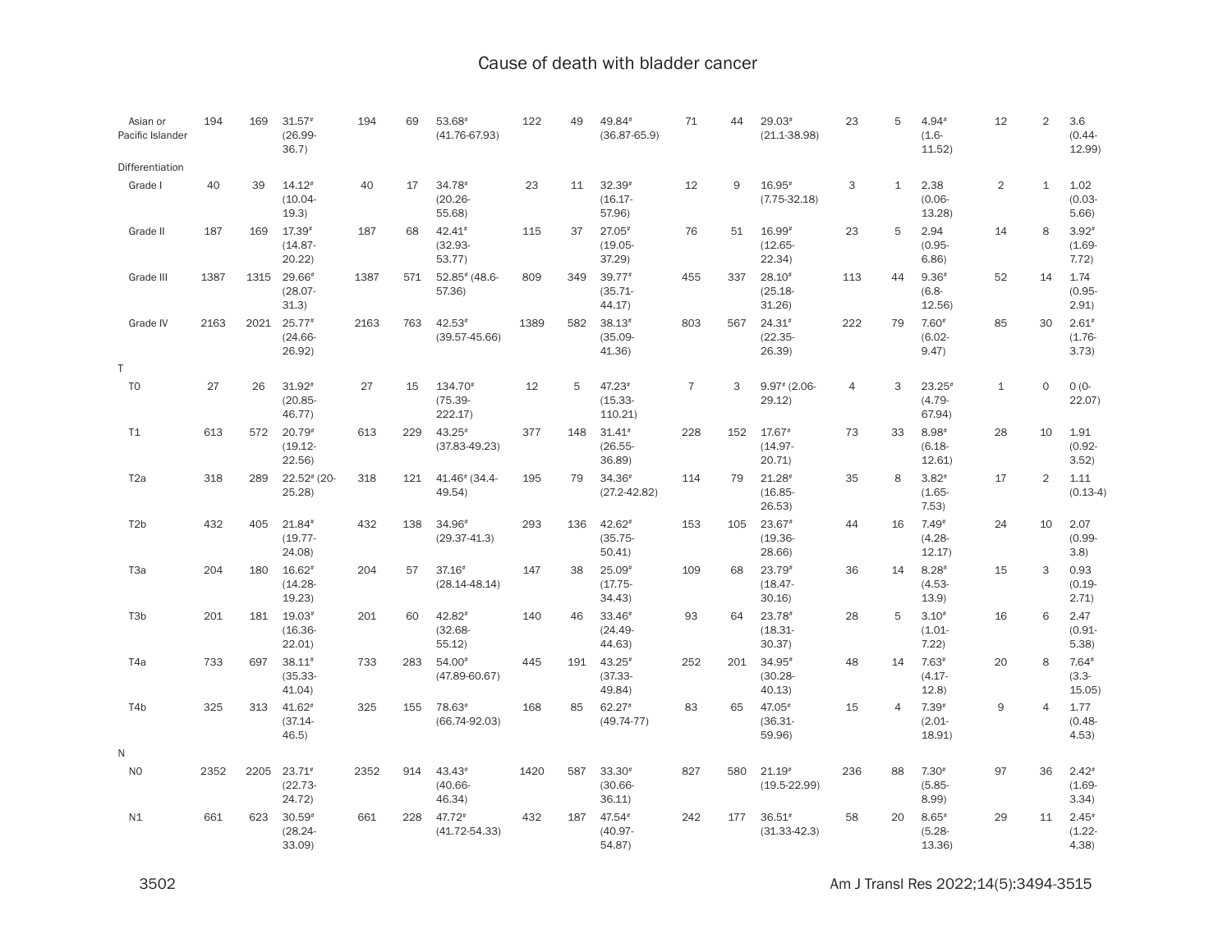| | | | | | | | | | | | | | | | | | | |
|---|---|---|---|---|---|---|---|---|---|---|---|---|---|---|---|---|---|---|
| Asian or Pacific Islander | 194 | 169 | 31.57# (26.99-36.7) | 194 | 69 | 53.68# (41.76-67.93) | 122 | 49 | 49.84# (36.87-65.9) | 71 | 44 | 29.03# (21.1-38.98) | 23 | 5 | 4.94# (1.6-11.52) | 12 | 2 | 3.6 (0.44-12.99) |
| Differentiation | | | | | | | | | | | | | | | | | | |
| Grade I | 40 | 39 | 14.12# (10.04-19.3) | 40 | 17 | 34.78# (20.26-55.68) | 23 | 11 | 32.39# (16.17-57.96) | 12 | 9 | 16.95# (7.75-32.18) | 3 | 1 | 2.38 (0.06-13.28) | 2 | 1 | 1.02 (0.03-5.66) |
| Grade II | 187 | 169 | 17.39# (14.87-20.22) | 187 | 68 | 42.41# (32.93-53.77) | 115 | 37 | 27.05# (19.05-37.29) | 76 | 51 | 16.99# (12.65-22.34) | 23 | 5 | 2.94 (0.95-6.86) | 14 | 8 | 3.92# (1.69-7.72) |
| Grade III | 1387 | 1315 | 29.66# (28.07-31.3) | 1387 | 571 | 52.85# (48.6-57.36) | 809 | 349 | 39.77# (35.71-44.17) | 455 | 337 | 28.10# (25.18-31.26) | 113 | 44 | 9.36# (6.8-12.56) | 52 | 14 | 1.74 (0.95-2.91) |
| Grade IV | 2163 | 2021 | 25.77# (24.66-26.92) | 2163 | 763 | 42.53# (39.57-45.66) | 1389 | 582 | 38.13# (35.09-41.36) | 803 | 567 | 24.31# (22.35-26.39) | 222 | 79 | 7.60# (6.02-9.47) | 85 | 30 | 2.61# (1.76-3.73) |
| T | | | | | | | | | | | | | | | | | | |
| T0 | 27 | 26 | 31.92# (20.85-46.77) | 27 | 15 | 134.70# (75.39-222.17) | 12 | 5 | 47.23# (15.33-110.21) | 7 | 3 | 9.97# (2.06-29.12) | 4 | 3 | 23.25# (4.79-67.94) | 1 | 0 | 0 (0-22.07) |
| T1 | 613 | 572 | 20.79# (19.12-22.56) | 613 | 229 | 43.25# (37.83-49.23) | 377 | 148 | 31.41# (26.55-36.89) | 228 | 152 | 17.67# (14.97-20.71) | 73 | 33 | 8.98# (6.18-12.61) | 28 | 10 | 1.91 (0.92-3.52) |
| T2a | 318 | 289 | 22.52# (20-25.28) | 318 | 121 | 41.46# (34.4-49.54) | 195 | 79 | 34.36# (27.2-42.82) | 114 | 79 | 21.28# (16.85-26.53) | 35 | 8 | 3.82# (1.65-7.53) | 17 | 2 | 1.11 (0.13-4) |
| T2b | 432 | 405 | 21.84# (19.77-24.08) | 432 | 138 | 34.96# (29.37-41.3) | 293 | 136 | 42.62# (35.75-50.41) | 153 | 105 | 23.67# (19.36-28.66) | 44 | 16 | 7.49# (4.28-12.17) | 24 | 10 | 2.07 (0.99-3.8) |
| T3a | 204 | 180 | 16.62# (14.28-19.23) | 204 | 57 | 37.16# (28.14-48.14) | 147 | 38 | 25.09# (17.75-34.43) | 109 | 68 | 23.79# (18.47-30.16) | 36 | 14 | 8.28# (4.53-13.9) | 15 | 3 | 0.93 (0.19-2.71) |
| T3b | 201 | 181 | 19.03# (16.36-22.01) | 201 | 60 | 42.82# (32.68-55.12) | 140 | 46 | 33.46# (24.49-44.63) | 93 | 64 | 23.78# (18.31-30.37) | 28 | 5 | 3.10# (1.01-7.22) | 16 | 6 | 2.47 (0.91-5.38) |
| T4a | 733 | 697 | 38.11# (35.33-41.04) | 733 | 283 | 54.00# (47.89-60.67) | 445 | 191 | 43.25# (37.33-49.84) | 252 | 201 | 34.95# (30.28-40.13) | 48 | 14 | 7.63# (4.17-12.8) | 20 | 8 | 7.64# (3.3-15.05) |
| T4b | 325 | 313 | 41.62# (37.14-46.5) | 325 | 155 | 78.63# (66.74-92.03) | 168 | 85 | 62.27# (49.74-77) | 83 | 65 | 47.05# (36.31-59.96) | 15 | 4 | 7.39# (2.01-18.91) | 9 | 4 | 1.77 (0.48-4.53) |
| N | | | | | | | | | | | | | | | | | | |
| N0 | 2352 | 2205 | 23.71# (22.73-24.72) | 2352 | 914 | 43.43# (40.66-46.34) | 1420 | 587 | 33.30# (30.66-36.11) | 827 | 580 | 21.19# (19.5-22.99) | 236 | 88 | 7.30# (5.85-8.99) | 97 | 36 | 2.42# (1.69-3.34) |
| N1 | 661 | 623 | 30.59# (28.24-33.09) | 661 | 228 | 47.72# (41.72-54.33) | 432 | 187 | 47.54# (40.97-54.87) | 242 | 177 | 36.51# (31.33-42.3) | 58 | 20 | 8.65# (5.28-13.36) | 29 | 11 | 2.45# (1.22-4.38) |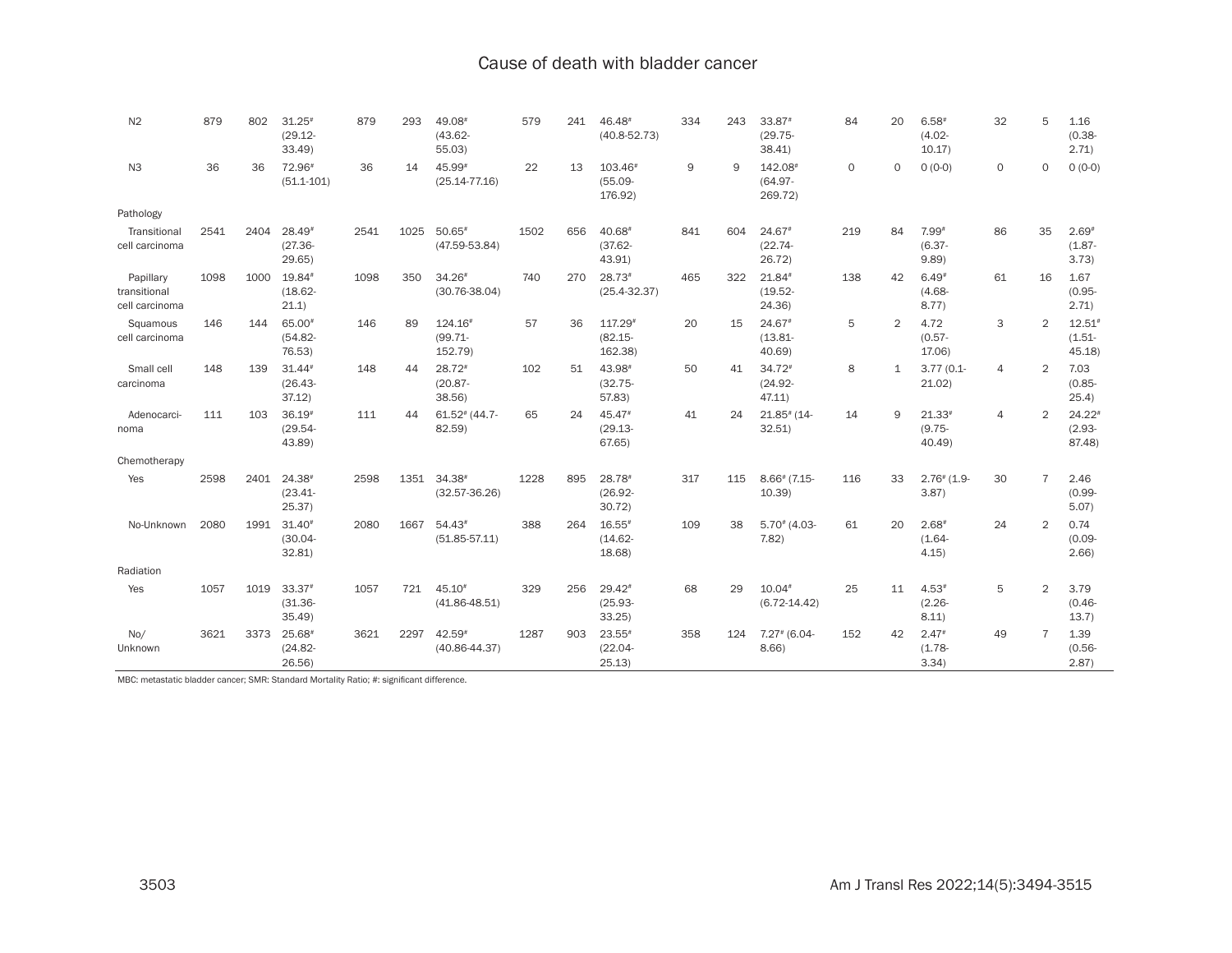| | | | | | | | | | | | | | | | | | | |
|---|---|---|---|---|---|---|---|---|---|---|---|---|---|---|---|---|---|---|
| N2 | 879 | 802 | 31.25# (29.12-33.49) | 879 | 293 | 49.08# (43.62-55.03) | 579 | 241 | 46.48# (40.8-52.73) | 334 | 243 | 33.87# (29.75-38.41) | 84 | 20 | 6.58# (4.02-10.17) | 32 | 5 | 1.16 (0.38-2.71) |
| N3 | 36 | 36 | 72.96# (51.1-101) | 36 | 14 | 45.99# (25.14-77.16) | 22 | 13 | 103.46# (55.09-176.92) | 9 | 9 | 142.08# (64.97-269.72) | 0 | 0 | 0 (0-0) | 0 | 0 | 0 (0-0) |
| Pathology | | | | | | | | | | | | | | | | | | |
| Transitional cell carcinoma | 2541 | 2404 | 28.49# (27.36-29.65) | 2541 | 1025 | 50.65# (47.59-53.84) | 1502 | 656 | 40.68# (37.62-43.91) | 841 | 604 | 24.67# (22.74-26.72) | 219 | 84 | 7.99# (6.37-9.89) | 86 | 35 | 2.69# (1.87-3.73) |
| Papillary transitional cell carcinoma | 1098 | 1000 | 19.84# (18.62-21.1) | 1098 | 350 | 34.26# (30.76-38.04) | 740 | 270 | 28.73# (25.4-32.37) | 465 | 322 | 21.84# (19.52-24.36) | 138 | 42 | 6.49# (4.68-8.77) | 61 | 16 | 1.67 (0.95-2.71) |
| Squamous cell carcinoma | 146 | 144 | 65.00# (54.82-76.53) | 146 | 89 | 124.16# (99.71-152.79) | 57 | 36 | 117.29# (82.15-162.38) | 20 | 15 | 24.67# (13.81-40.69) | 5 | 2 | 4.72 (0.57-17.06) | 3 | 2 | 12.51# (1.51-45.18) |
| Small cell carcinoma | 148 | 139 | 31.44# (26.43-37.12) | 148 | 44 | 28.72# (20.87-38.56) | 102 | 51 | 43.98# (32.75-57.83) | 50 | 41 | 34.72# (24.92-47.11) | 8 | 1 | 3.77 (0.1-21.02) | 4 | 2 | 7.03 (0.85-25.4) |
| Adenocarcinoma | 111 | 103 | 36.19# (29.54-43.89) | 111 | 44 | 61.52# (44.7-82.59) | 65 | 24 | 45.47# (29.13-67.65) | 41 | 24 | 21.85# (14-32.51) | 14 | 9 | 21.33# (9.75-40.49) | 4 | 2 | 24.22# (2.93-87.48) |
| Chemotherapy | | | | | | | | | | | | | | | | | | |
| Yes | 2598 | 2401 | 24.38# (23.41-25.37) | 2598 | 1351 | 34.38# (32.57-36.26) | 1228 | 895 | 28.78# (26.92-30.72) | 317 | 115 | 8.66# (7.15-10.39) | 116 | 33 | 2.76# (1.9-3.87) | 30 | 7 | 2.46 (0.99-5.07) |
| No-Unknown | 2080 | 1991 | 31.40# (30.04-32.81) | 2080 | 1667 | 54.43# (51.85-57.11) | 388 | 264 | 16.55# (14.62-18.68) | 109 | 38 | 5.70# (4.03-7.82) | 61 | 20 | 2.68# (1.64-4.15) | 24 | 2 | 0.74 (0.09-2.66) |
| Radiation | | | | | | | | | | | | | | | | | | |
| Yes | 1057 | 1019 | 33.37# (31.36-35.49) | 1057 | 721 | 45.10# (41.86-48.51) | 329 | 256 | 29.42# (25.93-33.25) | 68 | 29 | 10.04# (6.72-14.42) | 25 | 11 | 4.53# (2.26-8.11) | 5 | 2 | 3.79 (0.46-13.7) |
| No/ Unknown | 3621 | 3373 | 25.68# (24.82-26.56) | 3621 | 2297 | 42.59# (40.86-44.37) | 1287 | 903 | 23.55# (22.04-25.13) | 358 | 124 | 7.27# (6.04-8.66) | 152 | 42 | 2.47# (1.78-3.34) | 49 | 7 | 1.39 (0.56-2.87) |

MBC: metastatic bladder cancer; SMR: Standard Mortality Ratio; #: significant difference.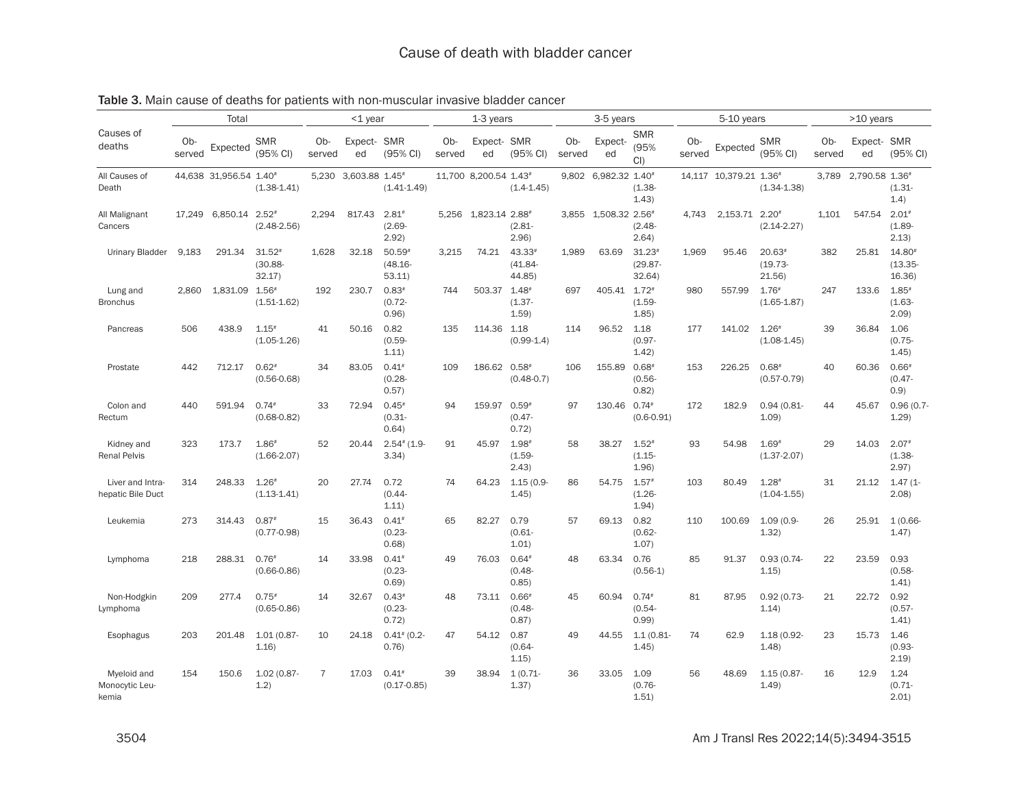**Table 3.** Main cause of deaths for patients with non-muscular invasive bladder cancer

| Causes of deaths | Total | | | <1 year | | | 1-3 years | | | 3-5 years | | | 5-10 years | | | >10 years | | |
|---|---|---|---|---|---|---|---|---|---|---|---|---|---|---|---|---|---|---|
| | Observed | Expected | SMR (95% CI) | Observed | Expected | SMR (95% CI) | Observed | Expected | SMR (95% CI) | Observed | Expected | SMR (95% CI) | Observed | Expected | SMR (95% CI) | Observed | Expected | SMR (95% CI) |
| All Causes of Death | 44,638 | 31,956.54 | 1.40# (1.38-1.41) | 5,230 | 3,603.88 | 1.45# (1.41-1.49) | 11,700 | 8,200.54 | 1.43# (1.4-1.45) | 9,802 | 6,982.32 | 1.40# (1.38-1.43) | 14,117 | 10,379.21 | 1.36# (1.34-1.38) | 3,789 | 2,790.58 | 1.36# (1.31-1.4) |
| All Malignant Cancers | 17,249 | 6,850.14 | 2.52# (2.48-2.56) | 2,294 | 817.43 | 2.81# (2.69-2.92) | 5,256 | 1,823.14 | 2.88# (2.81-2.96) | 3,855 | 1,508.32 | 2.56# (2.48-2.64) | 4,743 | 2,153.71 | 2.20# (2.14-2.27) | 1,101 | 547.54 | 2.01# (1.89-2.13) |
| Urinary Bladder | 9,183 | 291.34 | 31.52# (30.88-32.17) | 1,628 | 32.18 | 50.59# (48.16-53.11) | 3,215 | 74.21 | 43.33# (41.84-44.85) | 1,989 | 63.69 | 31.23# (29.87-32.64) | 1,969 | 95.46 | 20.63# (19.73-21.56) | 382 | 25.81 | 14.80# (13.35-16.36) |
| Lung and Bronchus | 2,860 | 1,831.09 | 1.56# (1.51-1.62) | 192 | 230.7 | 0.83# (0.72-0.96) | 744 | 503.37 | 1.48# (1.37-1.59) | 697 | 405.41 | 1.72# (1.59-1.85) | 980 | 557.99 | 1.76# (1.65-1.87) | 247 | 133.6 | 1.85# (1.63-2.09) |
| Pancreas | 506 | 438.9 | 1.15# (1.05-1.26) | 41 | 50.16 | 0.82 (0.59-1.11) | 135 | 114.36 | 1.18 (0.99-1.4) | 114 | 96.52 | 1.18 (0.97-1.42) | 177 | 141.02 | 1.26# (1.08-1.45) | 39 | 36.84 | 1.06 (0.75-1.45) |
| Prostate | 442 | 712.17 | 0.62# (0.56-0.68) | 34 | 83.05 | 0.41# (0.28-0.57) | 109 | 186.62 | 0.58# (0.48-0.7) | 106 | 155.89 | 0.68# (0.56-0.82) | 153 | 226.25 | 0.68# (0.57-0.79) | 40 | 60.36 | 0.66# (0.47-0.9) |
| Colon and Rectum | 440 | 591.94 | 0.74# (0.68-0.82) | 33 | 72.94 | 0.45# (0.31-0.64) | 94 | 159.97 | 0.59# (0.47-0.72) | 97 | 130.46 | 0.74# (0.6-0.91) | 172 | 182.9 | 0.94 (0.81-1.09) | 44 | 45.67 | 0.96 (0.7-1.29) |
| Kidney and Renal Pelvis | 323 | 173.7 | 1.86# (1.66-2.07) | 52 | 20.44 | 2.54# (1.9-3.34) | 91 | 45.97 | 1.98# (1.59-2.43) | 58 | 38.27 | 1.52# (1.15-1.96) | 93 | 54.98 | 1.69# (1.37-2.07) | 29 | 14.03 | 2.07# (1.38-2.97) |
| Liver and Intrahepatic Bile Duct | 314 | 248.33 | 1.26# (1.13-1.41) | 20 | 27.74 | 0.72 (0.44-1.11) | 74 | 64.23 | 1.15 (0.9-1.45) | 86 | 54.75 | 1.57# (1.26-1.94) | 103 | 80.49 | 1.28# (1.04-1.55) | 31 | 21.12 | 1.47 (1-2.08) |
| Leukemia | 273 | 314.43 | 0.87# (0.77-0.98) | 15 | 36.43 | 0.41# (0.23-0.68) | 65 | 82.27 | 0.79 (0.61-1.01) | 57 | 69.13 | 0.82 (0.62-1.07) | 110 | 100.69 | 1.09 (0.9-1.32) | 26 | 25.91 | 1 (0.66-1.47) |
| Lymphoma | 218 | 288.31 | 0.76# (0.66-0.86) | 14 | 33.98 | 0.41# (0.23-0.69) | 49 | 76.03 | 0.64# (0.48-0.85) | 48 | 63.34 | 0.76 (0.56-1) | 85 | 91.37 | 0.93 (0.74-1.15) | 22 | 23.59 | 0.93 (0.58-1.41) |
| Non-Hodgkin Lymphoma | 209 | 277.4 | 0.75# (0.65-0.86) | 14 | 32.67 | 0.43# (0.23-0.72) | 48 | 73.11 | 0.66# (0.48-0.87) | 45 | 60.94 | 0.74# (0.54-0.99) | 81 | 87.95 | 0.92 (0.73-1.14) | 21 | 22.72 | 0.92 (0.57-1.41) |
| Esophagus | 203 | 201.48 | 1.01 (0.87-1.16) | 10 | 24.18 | 0.41# (0.2-0.76) | 47 | 54.12 | 0.87 (0.64-1.15) | 49 | 44.55 | 1.1 (0.81-1.45) | 74 | 62.9 | 1.18 (0.92-1.48) | 23 | 15.73 | 1.46 (0.93-2.19) |
| Myeloid and Monocytic Leukemia | 154 | 150.6 | 1.02 (0.87-1.2) | 7 | 17.03 | 0.41# (0.17-0.85) | 39 | 38.94 | 1 (0.71-1.37) | 36 | 33.05 | 1.09 (0.76-1.51) | 56 | 48.69 | 1.15 (0.87-1.49) | 16 | 12.9 | 1.24 (0.71-2.01) |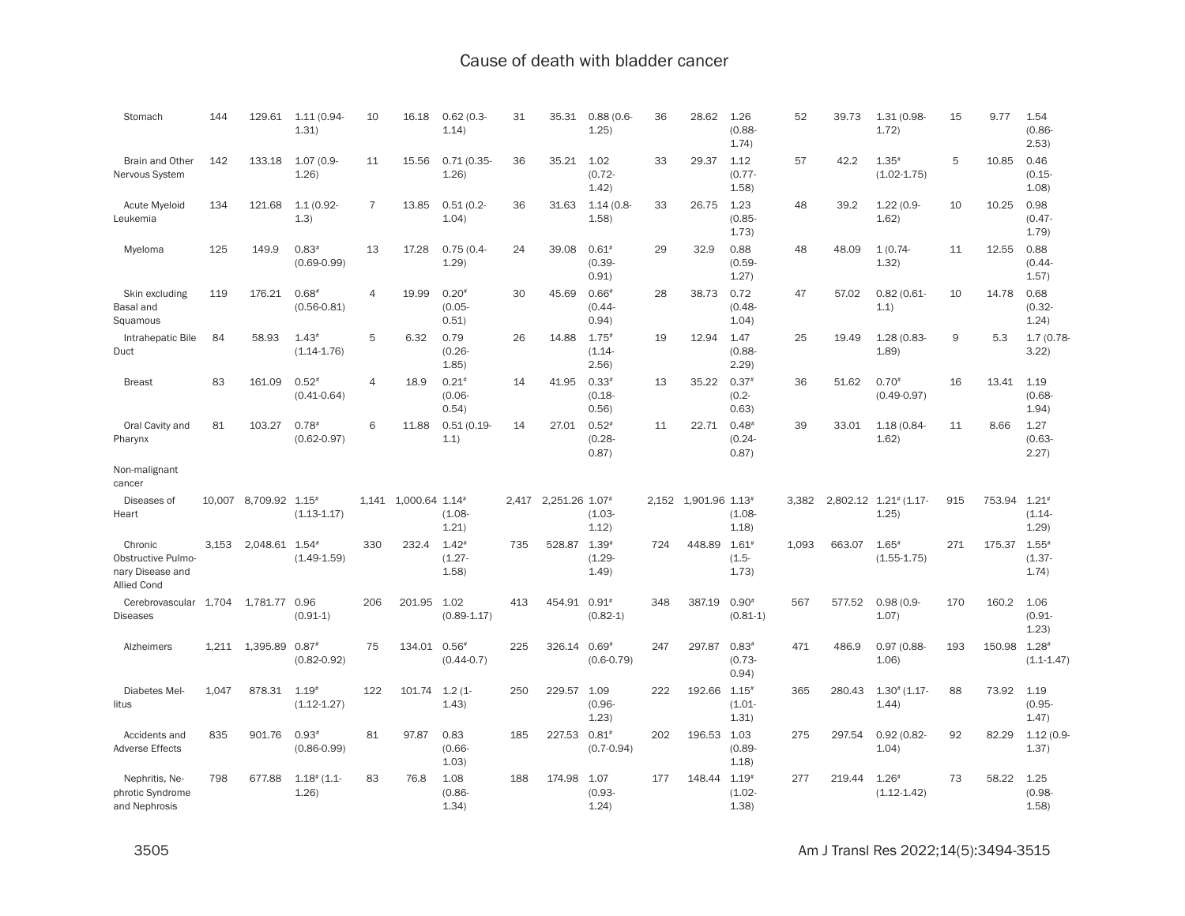| | | | | | | | | | | | | | | | | | | |
|---|---|---|---|---|---|---|---|---|---|---|---|---|---|---|---|---|---|---|
| Stomach | 144 | 129.61 | 1.11 (0.94-1.31) | 10 | 16.18 | 0.62 (0.3-1.14) | 31 | 35.31 | 0.88 (0.6-1.25) | 36 | 28.62 | 1.26 (0.88-1.74) | 52 | 39.73 | 1.31 (0.98-1.72) | 15 | 9.77 | 1.54 (0.86-2.53) |
| Brain and Other Nervous System | 142 | 133.18 | 1.07 (0.9-1.26) | 11 | 15.56 | 0.71 (0.35-1.26) | 36 | 35.21 | 1.02 (0.72-1.42) | 33 | 29.37 | 1.12 (0.77-1.58) | 57 | 42.2 | 1.35# (1.02-1.75) | 5 | 10.85 | 0.46 (0.15-1.08) |
| Acute Myeloid Leukemia | 134 | 121.68 | 1.1 (0.92-1.3) | 7 | 13.85 | 0.51 (0.2-1.04) | 36 | 31.63 | 1.14 (0.8-1.58) | 33 | 26.75 | 1.23 (0.85-1.73) | 48 | 39.2 | 1.22 (0.9-1.62) | 10 | 10.25 | 0.98 (0.47-1.79) |
| Myeloma | 125 | 149.9 | 0.83# (0.69-0.99) | 13 | 17.28 | 0.75 (0.4-1.29) | 24 | 39.08 | 0.61# (0.39-0.91) | 29 | 32.9 | 0.88 (0.59-1.27) | 48 | 48.09 | 1 (0.74-1.32) | 11 | 12.55 | 0.88 (0.44-1.57) |
| Skin excluding Basal and Squamous | 119 | 176.21 | 0.68# (0.56-0.81) | 4 | 19.99 | 0.20# (0.05-0.51) | 30 | 45.69 | 0.66# (0.44-0.94) | 28 | 38.73 | 0.72 (0.48-1.04) | 47 | 57.02 | 0.82 (0.61-1.1) | 10 | 14.78 | 0.68 (0.32-1.24) |
| Intrahepatic Bile Duct | 84 | 58.93 | 1.43# (1.14-1.76) | 5 | 6.32 | 0.79 (0.26-1.85) | 26 | 14.88 | 1.75# (1.14-2.56) | 19 | 12.94 | 1.47 (0.88-2.29) | 25 | 19.49 | 1.28 (0.83-1.89) | 9 | 5.3 | 1.7 (0.78-3.22) |
| Breast | 83 | 161.09 | 0.52# (0.41-0.64) | 4 | 18.9 | 0.21# (0.06-0.54) | 14 | 41.95 | 0.33# (0.18-0.56) | 13 | 35.22 | 0.37# (0.2-0.63) | 36 | 51.62 | 0.70# (0.49-0.97) | 16 | 13.41 | 1.19 (0.68-1.94) |
| Oral Cavity and Pharynx | 81 | 103.27 | 0.78# (0.62-0.97) | 6 | 11.88 | 0.51 (0.19-1.1) | 14 | 27.01 | 0.52# (0.28-0.87) | 11 | 22.71 | 0.48# (0.24-0.87) | 39 | 33.01 | 1.18 (0.84-1.62) | 11 | 8.66 | 1.27 (0.63-2.27) |
| Non-malignant cancer | | | | | | | | | | | | | | | | | | |
| Diseases of Heart | 10,007 | 8,709.92 | 1.15# (1.13-1.17) | 1,141 | 1,000.64 | 1.14# (1.08-1.21) | 2,417 | 2,251.26 | 1.07# (1.03-1.12) | 2,152 | 1,901.96 | 1.13# (1.08-1.18) | 3,382 | 2,802.12 | 1.21# (1.17-1.25) | 915 | 753.94 | 1.21# (1.14-1.29) |
| Chronic Obstructive Pulmonary Disease and Allied Cond | 3,153 | 2,048.61 | 1.54# (1.49-1.59) | 330 | 232.4 | 1.42# (1.27-1.58) | 735 | 528.87 | 1.39# (1.29-1.49) | 724 | 448.89 | 1.61# (1.5-1.73) | 1,093 | 663.07 | 1.65# (1.55-1.75) | 271 | 175.37 | 1.55# (1.37-1.74) |
| Cerebrovascular Diseases | 1,704 | 1,781.77 | 0.96 (0.91-1) | 206 | 201.95 | 1.02 (0.89-1.17) | 413 | 454.91 | 0.91# (0.82-1) | 348 | 387.19 | 0.90# (0.81-1) | 567 | 577.52 | 0.98 (0.9-1.07) | 170 | 160.2 | 1.06 (0.91-1.23) |
| Alzheimers | 1,211 | 1,395.89 | 0.87# (0.82-0.92) | 75 | 134.01 | 0.56# (0.44-0.7) | 225 | 326.14 | 0.69# (0.6-0.79) | 247 | 297.87 | 0.83# (0.73-0.94) | 471 | 486.9 | 0.97 (0.88-1.06) | 193 | 150.98 | 1.28# (1.1-1.47) |
| Diabetes Mellitus | 1,047 | 878.31 | 1.19# (1.12-1.27) | 122 | 101.74 | 1.2 (1-1.43) | 250 | 229.57 | 1.09 (0.96-1.23) | 222 | 192.66 | 1.15# (1.01-1.31) | 365 | 280.43 | 1.30# (1.17-1.44) | 88 | 73.92 | 1.19 (0.95-1.47) |
| Accidents and Adverse Effects | 835 | 901.76 | 0.93# (0.86-0.99) | 81 | 97.87 | 0.83 (0.66-1.03) | 185 | 227.53 | 0.81# (0.7-0.94) | 202 | 196.53 | 1.03 (0.89-1.18) | 275 | 297.54 | 0.92 (0.82-1.04) | 92 | 82.29 | 1.12 (0.9-1.37) |
| Nephritis, Nephrotic Syndrome and Nephrosis | 798 | 677.88 | 1.18# (1.1-1.26) | 83 | 76.8 | 1.08 (0.86-1.34) | 188 | 174.98 | 1.07 (0.93-1.24) | 177 | 148.44 | 1.19# (1.02-1.38) | 277 | 219.44 | 1.26# (1.12-1.42) | 73 | 58.22 | 1.25 (0.98-1.58) |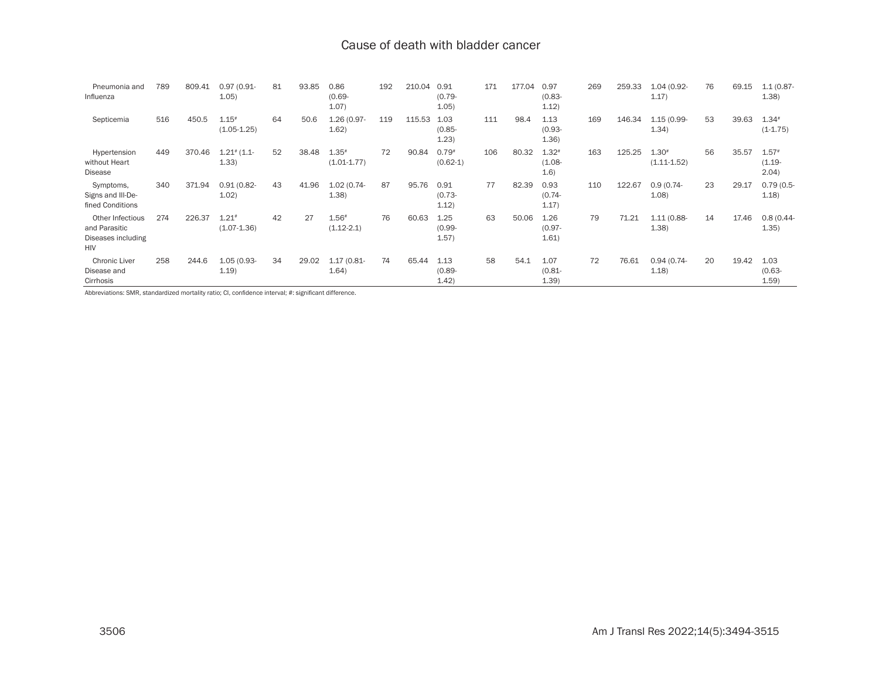| | | | | | | | | | | | | | | | | | | |
|---|---|---|---|---|---|---|---|---|---|---|---|---|---|---|---|---|---|---|
| Pneumonia and Influenza | 789 | 809.41 | 0.97 (0.91-1.05) | 81 | 93.85 | 0.86 (0.69-1.07) | 192 | 210.04 | 0.91 (0.79-1.05) | 171 | 177.04 | 0.97 (0.83-1.12) | 269 | 259.33 | 1.04 (0.92-1.17) | 76 | 69.15 | 1.1 (0.87-1.38) |
| Septicemia | 516 | 450.5 | 1.15# (1.05-1.25) | 64 | 50.6 | 1.26 (0.97-1.62) | 119 | 115.53 | 1.03 (0.85-1.23) | 111 | 98.4 | 1.13 (0.93-1.36) | 169 | 146.34 | 1.15 (0.99-1.34) | 53 | 39.63 | 1.34# (1-1.75) |
| Hypertension without Heart Disease | 449 | 370.46 | 1.21# (1.1-1.33) | 52 | 38.48 | 1.35# (1.01-1.77) | 72 | 90.84 | 0.79# (0.62-1) | 106 | 80.32 | 1.32# (1.08-1.6) | 163 | 125.25 | 1.30# (1.11-1.52) | 56 | 35.57 | 1.57# (1.19-2.04) |
| Symptoms, Signs and Ill-Defined Conditions | 340 | 371.94 | 0.91 (0.82-1.02) | 43 | 41.96 | 1.02 (0.74-1.38) | 87 | 95.76 | 0.91 (0.73-1.12) | 77 | 82.39 | 0.93 (0.74-1.17) | 110 | 122.67 | 0.9 (0.74-1.08) | 23 | 29.17 | 0.79 (0.5-1.18) |
| Other Infectious and Parasitic Diseases including HIV | 274 | 226.37 | 1.21# (1.07-1.36) | 42 | 27 | 1.56# (1.12-2.1) | 76 | 60.63 | 1.25 (0.99-1.57) | 63 | 50.06 | 1.26 (0.97-1.61) | 79 | 71.21 | 1.11 (0.88-1.38) | 14 | 17.46 | 0.8 (0.44-1.35) |
| Chronic Liver Disease and Cirrhosis | 258 | 244.6 | 1.05 (0.93-1.19) | 34 | 29.02 | 1.17 (0.81-1.64) | 74 | 65.44 | 1.13 (0.89-1.42) | 58 | 54.1 | 1.07 (0.81-1.39) | 72 | 76.61 | 0.94 (0.74-1.18) | 20 | 19.42 | 1.03 (0.63-1.59) |

Abbreviations: SMR, standardized mortality ratio; CI, confidence interval; #: significant difference.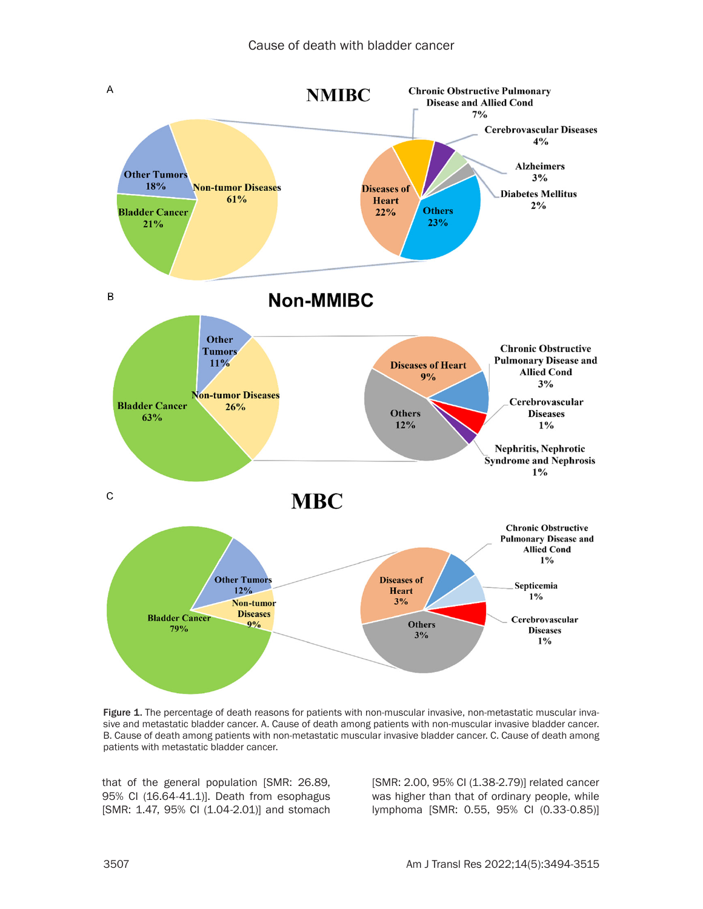Figure 1. The percentage of death reasons for patients with non-muscular invasive, non-metastatic muscular invasive and metastatic bladder cancer. A. Cause of death among patients with non-muscular invasive bladder cancer. B. Cause of death among patients with non-metastatic muscular invasive bladder cancer. C. Cause of death among patients with metastatic bladder cancer.

that of the general population [SMR: 26.89, 95% CI (16.64-41.1)]. Death from esophagus [SMR: 1.47, 95% CI (1.04-2.01)] and stomach [SMR: 2.00, 95% CI (1.38-2.79)] related cancer was higher than that of ordinary people, while lymphoma [SMR: 0.55, 95% CI (0.33-0.85)]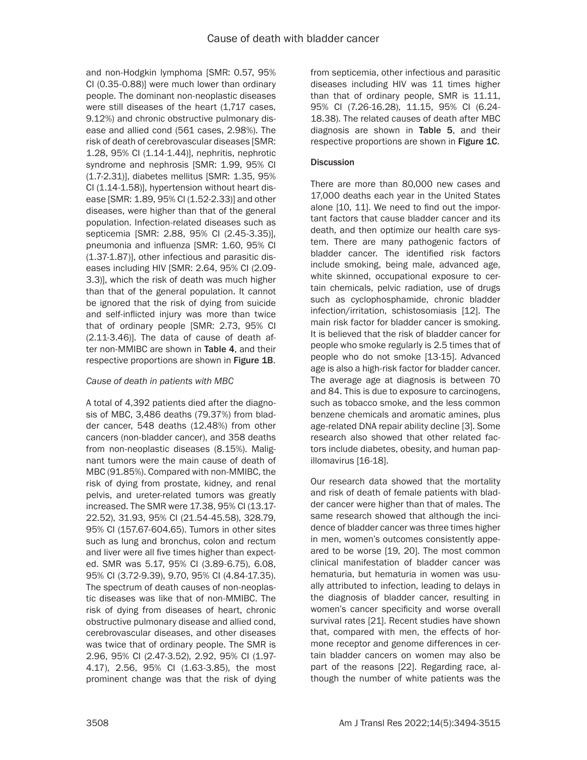and non-Hodgkin lymphoma [SMR: 0.57, 95% CI (0.35-0.88)] were much lower than ordinary people. The dominant non-neoplastic diseases were still diseases of the heart (1,717 cases, 9.12%) and chronic obstructive pulmonary disease and allied cond (561 cases, 2.98%). The risk of death of cerebrovascular diseases [SMR: 1.28, 95% CI (1.14-1.44)], nephritis, nephrotic syndrome and nephrosis [SMR: 1.99, 95% CI (1.7-2.31)], diabetes mellitus [SMR: 1.35, 95% CI (1.14-1.58)], hypertension without heart disease [SMR: 1.89, 95% CI (1.52-2.33)] and other diseases, were higher than that of the general population. Infection-related diseases such as septicemia [SMR: 2.88, 95% CI (2.45-3.35)], pneumonia and influenza [SMR: 1.60, 95% CI (1.37-1.87)], other infectious and parasitic diseases including HIV [SMR: 2.64, 95% CI (2.09-3.3)], which the risk of death was much higher than that of the general population. It cannot be ignored that the risk of dying from suicide and self-inflicted injury was more than twice that of ordinary people [SMR: 2.73, 95% CI (2.11-3.46)]. The data of cause of death after non-MMIBC are shown in **Table 4**, and their respective proportions are shown in **Figure 1B**.

*Cause of death in patients with MBC*

A total of 4,392 patients died after the diagnosis of MBC, 3,486 deaths (79.37%) from bladder cancer, 548 deaths (12.48%) from other cancers (non-bladder cancer), and 358 deaths from non-neoplastic diseases (8.15%). Malignant tumors were the main cause of death of MBC (91.85%). Compared with non-MMIBC, the risk of dying from prostate, kidney, and renal pelvis, and ureter-related tumors was greatly increased. The SMR were 17.38, 95% CI (13.17-22.52), 31.93, 95% CI (21.54-45.58), 328.79, 95% CI (157.67-604.65). Tumors in other sites such as lung and bronchus, colon and rectum and liver were all five times higher than expected. SMR was 5.17, 95% CI (3.89-6.75), 6.08, 95% CI (3.72-9.39), 9.70, 95% CI (4.84-17.35). The spectrum of death causes of non-neoplastic diseases was like that of non-MMIBC. The risk of dying from diseases of heart, chronic obstructive pulmonary disease and allied cond, cerebrovascular diseases, and other diseases was twice that of ordinary people. The SMR is 2.96, 95% CI (2.47-3.52), 2.92, 95% CI (1.97-4.17), 2.56, 95% CI (1.63-3.85), the most prominent change was that the risk of dying from septicemia, other infectious and parasitic diseases including HIV was 11 times higher than that of ordinary people, SMR is 11.11, 95% CI (7.26-16.28), 11.15, 95% CI (6.24-18.38). The related causes of death after MBC diagnosis are shown in **Table 5**, and their respective proportions are shown in **Figure 1C**.

## Discussion

There are more than 80,000 new cases and 17,000 deaths each year in the United States alone [10, 11]. We need to find out the important factors that cause bladder cancer and its death, and then optimize our health care system. There are many pathogenic factors of bladder cancer. The identified risk factors include smoking, being male, advanced age, white skinned, occupational exposure to certain chemicals, pelvic radiation, use of drugs such as cyclophosphamide, chronic bladder infection/irritation, schistosomiasis [12]. The main risk factor for bladder cancer is smoking. It is believed that the risk of bladder cancer for people who smoke regularly is 2.5 times that of people who do not smoke [13-15]. Advanced age is also a high-risk factor for bladder cancer. The average age at diagnosis is between 70 and 84. This is due to exposure to carcinogens, such as tobacco smoke, and the less common benzene chemicals and aromatic amines, plus age-related DNA repair ability decline [3]. Some research also showed that other related factors include diabetes, obesity, and human papillomavirus [16-18].

Our research data showed that the mortality and risk of death of female patients with bladder cancer were higher than that of males. The same research showed that although the incidence of bladder cancer was three times higher in men, women's outcomes consistently appeared to be worse [19, 20]. The most common clinical manifestation of bladder cancer was hematuria, but hematuria in women was usually attributed to infection, leading to delays in the diagnosis of bladder cancer, resulting in women's cancer specificity and worse overall survival rates [21]. Recent studies have shown that, compared with men, the effects of hormone receptor and genome differences in certain bladder cancers on women may also be part of the reasons [22]. Regarding race, although the number of white patients was the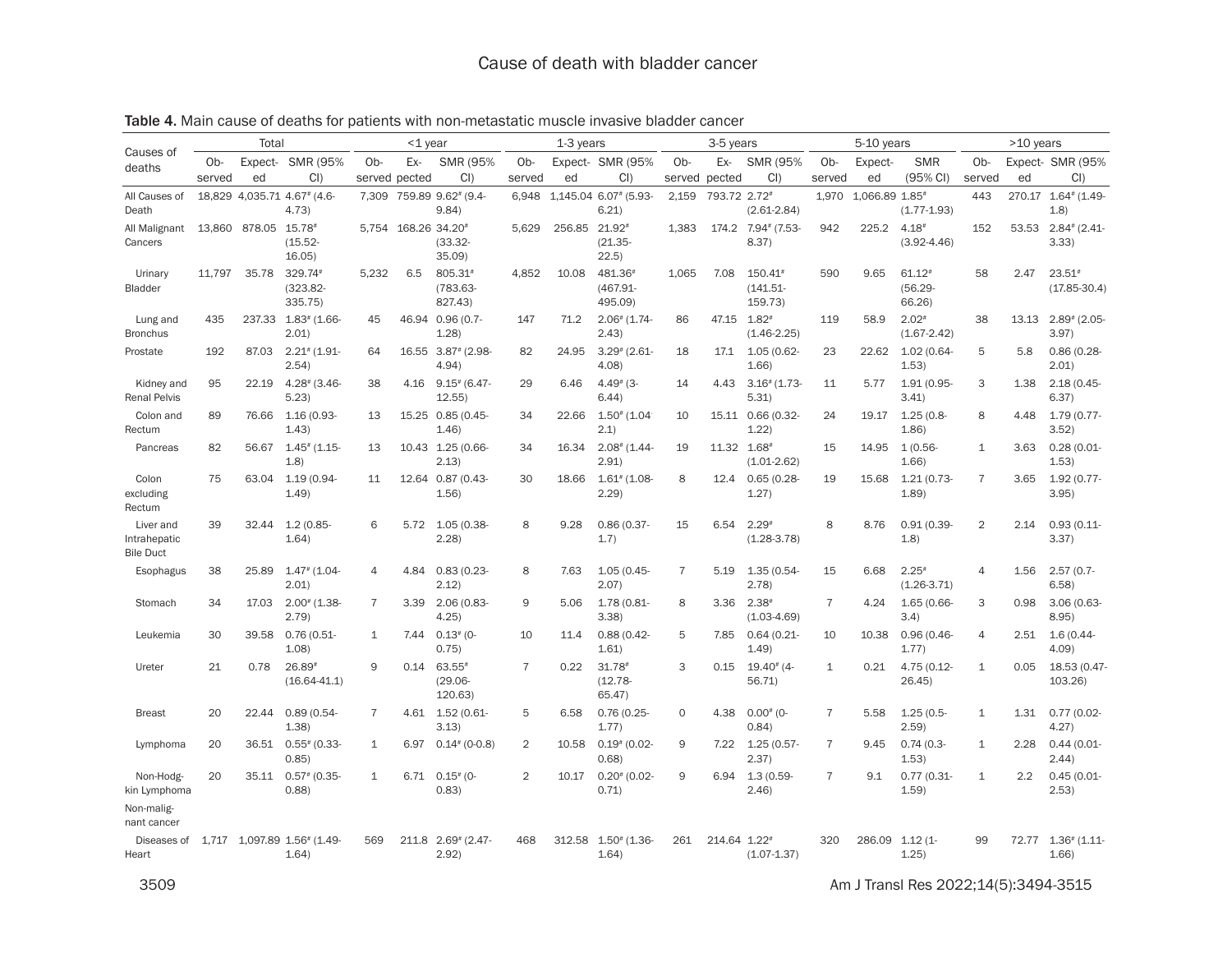Table 4. Main cause of deaths for patients with non-metastatic muscle invasive bladder cancer

| Causes of deaths | Total | | | <1 year | | | 1-3 years | | | 3-5 years | | | 5-10 years | | | >10 years | | |
|---|---|---|---|---|---|---|---|---|---|---|---|---|---|---|---|---|---|---|
| | Observed | Expected | SMR (95% CI) | Observed | Expected | SMR (95% CI) | Observed | Expected | SMR (95% CI) | Observed | Expected | SMR (95% CI) | Observed | Expected | SMR (95% CI) | Observed | Expected | SMR (95% CI) |
| All Causes of Death | 18,829 | 4,035.71 | 4.67# (4.6-4.73) | 7,309 | 759.89 | 9.62# (9.4-9.84) | 6,948 | 1,145.04 | 6.07# (5.93-6.21) | 2,159 | 793.72 | 2.72# (2.61-2.84) | 1,970 | 1,066.89 | 1.85# (1.77-1.93) | 443 | 270.17 | 1.64# (1.49-1.8) |
| All Malignant Cancers | 13,860 | 878.05 | 15.78# (15.52-16.05) | 5,754 | 168.26 | 34.20# (33.32-35.09) | 5,629 | 256.85 | 21.92# (21.35-22.5) | 1,383 | 174.2 | 7.94# (7.53-8.37) | 942 | 225.2 | 4.18# (3.92-4.46) | 152 | 53.53 | 2.84# (2.41-3.33) |
| Urinary Bladder | 11,797 | 35.78 | 329.74# (323.82-335.75) | 5,232 | 6.5 | 805.31# (783.63-827.43) | 4,852 | 10.08 | 481.36# (467.91-495.09) | 1,065 | 7.08 | 150.41# (141.51-159.73) | 590 | 9.65 | 61.12# (56.29-66.26) | 58 | 2.47 | 23.51# (17.85-30.4) |
| Lung and Bronchus | 435 | 237.33 | 1.83# (1.66-2.01) | 45 | 46.94 | 0.96 (0.7-1.28) | 147 | 71.2 | 2.06# (1.74-2.43) | 86 | 47.15 | 1.82# (1.46-2.25) | 119 | 58.9 | 2.02# (1.67-2.42) | 38 | 13.13 | 2.89# (2.05-3.97) |
| Prostate | 192 | 87.03 | 2.21# (1.91-2.54) | 64 | 16.55 | 3.87# (2.98-4.94) | 82 | 24.95 | 3.29# (2.61-4.08) | 18 | 17.1 | 1.05 (0.62-1.66) | 23 | 22.62 | 1.02 (0.64-1.53) | 5 | 5.8 | 0.86 (0.28-2.01) |
| Kidney and Renal Pelvis | 95 | 22.19 | 4.28# (3.46-5.23) | 38 | 4.16 | 9.15# (6.47-12.55) | 29 | 6.46 | 4.49# (3-6.44) | 14 | 4.43 | 3.16# (1.73-5.31) | 11 | 5.77 | 1.91 (0.95-3.41) | 3 | 1.38 | 2.18 (0.45-6.37) |
| Colon and Rectum | 89 | 76.66 | 1.16 (0.93-1.43) | 13 | 15.25 | 0.85 (0.45-1.46) | 34 | 22.66 | 1.50# (1.04-2.1) | 10 | 15.11 | 0.66 (0.32-1.22) | 24 | 19.17 | 1.25 (0.8-1.86) | 8 | 4.48 | 1.79 (0.77-3.52) |
| Pancreas | 82 | 56.67 | 1.45# (1.15-1.8) | 13 | 10.43 | 1.25 (0.66-2.13) | 34 | 16.34 | 2.08# (1.44-2.91) | 19 | 11.32 | 1.68# (1.01-2.62) | 15 | 14.95 | 1 (0.56-1.66) | 1 | 3.63 | 0.28 (0.01-1.53) |
| Colon excluding Rectum | 75 | 63.04 | 1.19 (0.94-1.49) | 11 | 12.64 | 0.87 (0.43-1.56) | 30 | 18.66 | 1.61# (1.08-2.29) | 8 | 12.4 | 0.65 (0.28-1.27) | 19 | 15.68 | 1.21 (0.73-1.89) | 7 | 3.65 | 1.92 (0.77-3.95) |
| Liver and Intrahepatic Bile Duct | 39 | 32.44 | 1.2 (0.85-1.64) | 6 | 5.72 | 1.05 (0.38-2.28) | 8 | 9.28 | 0.86 (0.37-1.7) | 15 | 6.54 | 2.29# (1.28-3.78) | 8 | 8.76 | 0.91 (0.39-1.8) | 2 | 2.14 | 0.93 (0.11-3.37) |
| Esophagus | 38 | 25.89 | 1.47# (1.04-2.01) | 4 | 4.84 | 0.83 (0.23-2.12) | 8 | 7.63 | 1.05 (0.45-2.07) | 7 | 5.19 | 1.35 (0.54-2.78) | 15 | 6.68 | 2.25# (1.26-3.71) | 4 | 1.56 | 2.57 (0.7-6.58) |
| Stomach | 34 | 17.03 | 2.00# (1.38-2.79) | 7 | 3.39 | 2.06 (0.83-4.25) | 9 | 5.06 | 1.78 (0.81-3.38) | 8 | 3.36 | 2.38# (1.03-4.69) | 7 | 4.24 | 1.65 (0.66-3.4) | 3 | 0.98 | 3.06 (0.63-8.95) |
| Leukemia | 30 | 39.58 | 0.76 (0.51-1.08) | 1 | 7.44 | 0.13# (0-0.75) | 10 | 11.4 | 0.88 (0.42-1.61) | 5 | 7.85 | 0.64 (0.21-1.49) | 10 | 10.38 | 0.96 (0.46-1.77) | 4 | 2.51 | 1.6 (0.44-4.09) |
| Ureter | 21 | 0.78 | 26.89# (16.64-41.1) | 9 | 0.14 | 63.55# (29.06-120.63) | 7 | 0.22 | 31.78# (12.78-65.47) | 3 | 0.15 | 19.40# (4-56.71) | 1 | 0.21 | 4.75 (0.12-26.45) | 1 | 0.05 | 18.53 (0.47-103.26) |
| Breast | 20 | 22.44 | 0.89 (0.54-1.38) | 7 | 4.61 | 1.52 (0.61-3.13) | 5 | 6.58 | 0.76 (0.25-1.77) | 0 | 4.38 | 0.00# (0-0.84) | 7 | 5.58 | 1.25 (0.5-2.59) | 1 | 1.31 | 0.77 (0.02-4.27) |
| Lymphoma | 20 | 36.51 | 0.55# (0.33-0.85) | 1 | 6.97 | 0.14# (0-0.8) | 2 | 10.58 | 0.19# (0.02-0.68) | 9 | 7.22 | 1.25 (0.57-2.37) | 7 | 9.45 | 0.74 (0.3-1.53) | 1 | 2.28 | 0.44 (0.01-2.44) |
| Non-Hodgkin Lymphoma | 20 | 35.11 | 0.57# (0.35-0.88) | 1 | 6.71 | 0.15# (0-0.83) | 2 | 10.17 | 0.20# (0.02-0.71) | 9 | 6.94 | 1.3 (0.59-2.46) | 7 | 9.1 | 0.77 (0.31-1.59) | 1 | 2.2 | 0.45 (0.01-2.53) |
| Non-malignant cancer | | | | | | | | | | | | | | | | | | |
| Diseases of Heart | 1,717 | 1,097.89 | 1.56# (1.49-1.64) | 569 | 211.8 | 2.69# (2.47-2.92) | 468 | 312.58 | 1.50# (1.36-1.64) | 261 | 214.64 | 1.22# (1.07-1.37) | 320 | 286.09 | 1.12 (1-1.25) | 99 | 72.77 | 1.36# (1.11-1.66) |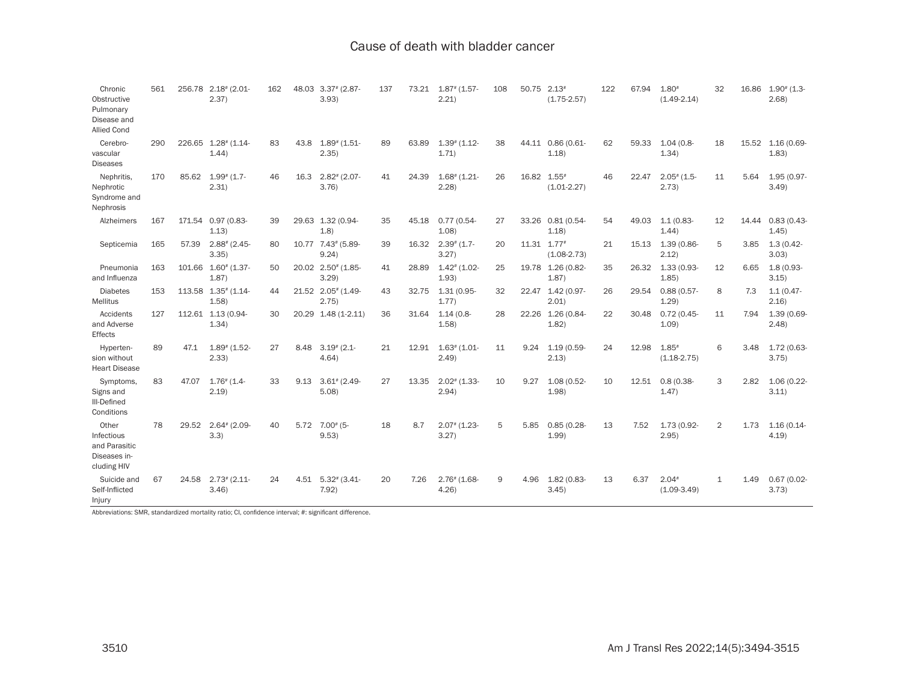Cause of death with bladder cancer

| | | | | | | | | | | | | | | | | | | |
|---|---|---|---|---|---|---|---|---|---|---|---|---|---|---|---|---|---|---|
| Chronic Obstructive Pulmonary Disease and Allied Cond | 561 | 256.78 | 2.18# (2.01-2.37) | 162 | 48.03 | 3.37# (2.87-3.93) | 137 | 73.21 | 1.87# (1.57-2.21) | 108 | 50.75 | 2.13# (1.75-2.57) | 122 | 67.94 | 1.80# (1.49-2.14) | 32 | 16.86 | 1.90# (1.3-2.68) |
| Cerebro-vascular Diseases | 290 | 226.65 | 1.28# (1.14-1.44) | 83 | 43.8 | 1.89# (1.51-2.35) | 89 | 63.89 | 1.39# (1.12-1.71) | 38 | 44.11 | 0.86 (0.61-1.18) | 62 | 59.33 | 1.04 (0.8-1.34) | 18 | 15.52 | 1.16 (0.69-1.83) |
| Nephritis, Nephrotic Syndrome and Nephrosis | 170 | 85.62 | 1.99# (1.7-2.31) | 46 | 16.3 | 2.82# (2.07-3.76) | 41 | 24.39 | 1.68# (1.21-2.28) | 26 | 16.82 | 1.55# (1.01-2.27) | 46 | 22.47 | 2.05# (1.5-2.73) | 11 | 5.64 | 1.95 (0.97-3.49) |
| Alzheimers | 167 | 171.54 | 0.97 (0.83-1.13) | 39 | 29.63 | 1.32 (0.94-1.8) | 35 | 45.18 | 0.77 (0.54-1.08) | 27 | 33.26 | 0.81 (0.54-1.18) | 54 | 49.03 | 1.1 (0.83-1.44) | 12 | 14.44 | 0.83 (0.43-1.45) |
| Septicemia | 165 | 57.39 | 2.88# (2.45-3.35) | 80 | 10.77 | 7.43# (5.89-9.24) | 39 | 16.32 | 2.39# (1.7-3.27) | 20 | 11.31 | 1.77# (1.08-2.73) | 21 | 15.13 | 1.39 (0.86-2.12) | 5 | 3.85 | 1.3 (0.42-3.03) |
| Pneumonia and Influenza | 163 | 101.66 | 1.60# (1.37-1.87) | 50 | 20.02 | 2.50# (1.85-3.29) | 41 | 28.89 | 1.42# (1.02-1.93) | 25 | 19.78 | 1.26 (0.82-1.87) | 35 | 26.32 | 1.33 (0.93-1.85) | 12 | 6.65 | 1.8 (0.93-3.15) |
| Diabetes Mellitus | 153 | 113.58 | 1.35# (1.14-1.58) | 44 | 21.52 | 2.05# (1.49-2.75) | 43 | 32.75 | 1.31 (0.95-1.77) | 32 | 22.47 | 1.42 (0.97-2.01) | 26 | 29.54 | 0.88 (0.57-1.29) | 8 | 7.3 | 1.1 (0.47-2.16) |
| Accidents and Adverse Effects | 127 | 112.61 | 1.13 (0.94-1.34) | 30 | 20.29 | 1.48 (1-2.11) | 36 | 31.64 | 1.14 (0.8-1.58) | 28 | 22.26 | 1.26 (0.84-1.82) | 22 | 30.48 | 0.72 (0.45-1.09) | 11 | 7.94 | 1.39 (0.69-2.48) |
| Hyperten-sion without Heart Disease | 89 | 47.1 | 1.89# (1.52-2.33) | 27 | 8.48 | 3.19# (2.1-4.64) | 21 | 12.91 | 1.63# (1.01-2.49) | 11 | 9.24 | 1.19 (0.59-2.13) | 24 | 12.98 | 1.85# (1.18-2.75) | 6 | 3.48 | 1.72 (0.63-3.75) |
| Symptoms, Signs and Ill-Defined Conditions | 83 | 47.07 | 1.76# (1.4-2.19) | 33 | 9.13 | 3.61# (2.49-5.08) | 27 | 13.35 | 2.02# (1.33-2.94) | 10 | 9.27 | 1.08 (0.52-1.98) | 10 | 12.51 | 0.8 (0.38-1.47) | 3 | 2.82 | 1.06 (0.22-3.11) |
| Other Infectious and Parasitic Diseases in-cluding HIV | 78 | 29.52 | 2.64# (2.09-3.3) | 40 | 5.72 | 7.00# (5-9.53) | 18 | 8.7 | 2.07# (1.23-3.27) | 5 | 5.85 | 0.85 (0.28-1.99) | 13 | 7.52 | 1.73 (0.92-2.95) | 2 | 1.73 | 1.16 (0.14-4.19) |
| Suicide and Self-Inflicted Injury | 67 | 24.58 | 2.73# (2.11-3.46) | 24 | 4.51 | 5.32# (3.41-7.92) | 20 | 7.26 | 2.76# (1.68-4.26) | 9 | 4.96 | 1.82 (0.83-3.45) | 13 | 6.37 | 2.04# (1.09-3.49) | 1 | 1.49 | 0.67 (0.02-3.73) |

Abbreviations: SMR, standardized mortality ratio; CI, confidence interval; #: significant difference.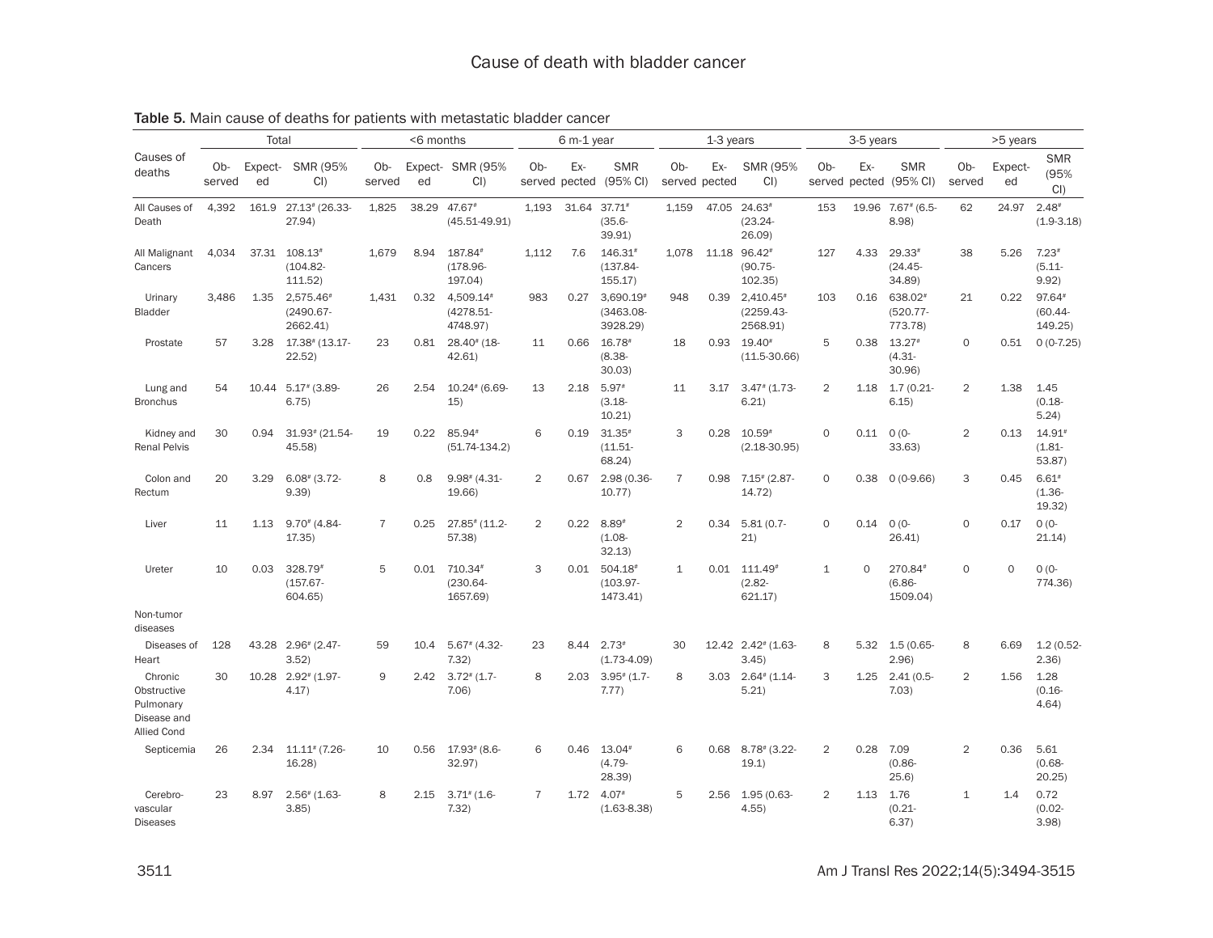**Table 5.** Main cause of deaths for patients with metastatic bladder cancer

| Causes of deaths | Total | | | <6 months | | | 6 m-1 year | | | 1-3 years | | | 3-5 years | | | >5 years | | |
|---|---|---|---|---|---|---|---|---|---|---|---|---|---|---|---|---|---|---|
| | Observed | Expected | SMR (95% CI) | Observed | Expected | SMR (95% CI) | Observed | Expected | SMR (95% CI) | Observed | Expected | SMR (95% CI) | Observed | Expected | SMR (95% CI) | Observed | Expected | SMR (95% CI) |
| All Causes of Death | 4,392 | 161.9 | 27.13# (26.33-27.94) | 1,825 | 38.29 | 47.67# (45.51-49.91) | 1,193 | 31.64 | 37.71# (35.6-39.91) | 1,159 | 47.05 | 24.63# (23.24-26.09) | 153 | 19.96 | 7.67# (6.5-8.98) | 62 | 24.97 | 2.48# (1.9-3.18) |
| All Malignant Cancers | 4,034 | 37.31 | 108.13# (104.82-111.52) | 1,679 | 8.94 | 187.84# (178.96-197.04) | 1,112 | 7.6 | 146.31# (137.84-155.17) | 1,078 | 11.18 | 96.42# (90.75-102.35) | 127 | 4.33 | 29.33# (24.45-34.89) | 38 | 5.26 | 7.23# (5.11-9.92) |
| Urinary Bladder | 3,486 | 1.35 | 2,575.46# (2490.67-2662.41) | 1,431 | 0.32 | 4,509.14# (4278.51-4748.97) | 983 | 0.27 | 3,690.19# (3463.08-3928.29) | 948 | 0.39 | 2,410.45# (2259.43-2568.91) | 103 | 0.16 | 638.02# (520.77-773.78) | 21 | 0.22 | 97.64# (60.44-149.25) |
| Prostate | 57 | 3.28 | 17.38# (13.17-22.52) | 23 | 0.81 | 28.40# (18-42.61) | 11 | 0.66 | 16.78# (8.38-30.03) | 18 | 0.93 | 19.40# (11.5-30.66) | 5 | 0.38 | 13.27# (4.31-30.96) | 0 | 0.51 | 0 (0-7.25) |
| Lung and Bronchus | 54 | 10.44 | 5.17# (3.89-6.75) | 26 | 2.54 | 10.24# (6.69-15) | 13 | 2.18 | 5.97# (3.18-10.21) | 11 | 3.17 | 3.47# (1.73-6.21) | 2 | 1.18 | 1.7 (0.21-6.15) | 2 | 1.38 | 1.45 (0.18-5.24) |
| Kidney and Renal Pelvis | 30 | 0.94 | 31.93# (21.54-45.58) | 19 | 0.22 | 85.94# (51.74-134.2) | 6 | 0.19 | 31.35# (11.51-68.24) | 3 | 0.28 | 10.59# (2.18-30.95) | 0 | 0.11 | 0 (0-33.63) | 2 | 0.13 | 14.91# (1.81-53.87) |
| Colon and Rectum | 20 | 3.29 | 6.08# (3.72-9.39) | 8 | 0.8 | 9.98# (4.31-19.66) | 2 | 0.67 | 2.98 (0.36-10.77) | 7 | 0.98 | 7.15# (2.87-14.72) | 0 | 0.38 | 0 (0-9.66) | 3 | 0.45 | 6.61# (1.36-19.32) |
| Liver | 11 | 1.13 | 9.70# (4.84-17.35) | 7 | 0.25 | 27.85# (11.2-57.38) | 2 | 0.22 | 8.89# (1.08-32.13) | 2 | 0.34 | 5.81 (0.7-21) | 0 | 0.14 | 0 (0-26.41) | 0 | 0.17 | 0 (0-21.14) |
| Ureter | 10 | 0.03 | 328.79# (157.67-604.65) | 5 | 0.01 | 710.34# (230.64-1657.69) | 3 | 0.01 | 504.18# (103.97-1473.41) | 1 | 0.01 | 111.49# (2.82-621.17) | 1 | 0 | 270.84# (6.86-1509.04) | 0 | 0 | 0 (0-774.36) |
| Non-tumor diseases | | | | | | | | | | | | | | | | | | |
| Diseases of Heart | 128 | 43.28 | 2.96# (2.47-3.52) | 59 | 10.4 | 5.67# (4.32-7.32) | 23 | 8.44 | 2.73# (1.73-4.09) | 30 | 12.42 | 2.42# (1.63-3.45) | 8 | 5.32 | 1.5 (0.65-2.96) | 8 | 6.69 | 1.2 (0.52-2.36) |
| Chronic Obstructive Pulmonary Disease and Allied Cond | 30 | 10.28 | 2.92# (1.97-4.17) | 9 | 2.42 | 3.72# (1.7-7.06) | 8 | 2.03 | 3.95# (1.7-7.77) | 8 | 3.03 | 2.64# (1.14-5.21) | 3 | 1.25 | 2.41 (0.5-7.03) | 2 | 1.56 | 1.28 (0.16-4.64) |
| Septicemia | 26 | 2.34 | 11.11# (7.26-16.28) | 10 | 0.56 | 17.93# (8.6-32.97) | 6 | 0.46 | 13.04# (4.79-28.39) | 6 | 0.68 | 8.78# (3.22-19.1) | 2 | 0.28 | 7.09 (0.86-25.6) | 2 | 0.36 | 5.61 (0.68-20.25) |
| Cerebrovascular Diseases | 23 | 8.97 | 2.56# (1.63-3.85) | 8 | 2.15 | 3.71# (1.6-7.32) | 7 | 1.72 | 4.07# (1.63-8.38) | 5 | 2.56 | 1.95 (0.63-4.55) | 2 | 1.13 | 1.76 (0.21-6.37) | 1 | 1.4 | 0.72 (0.02-3.98) |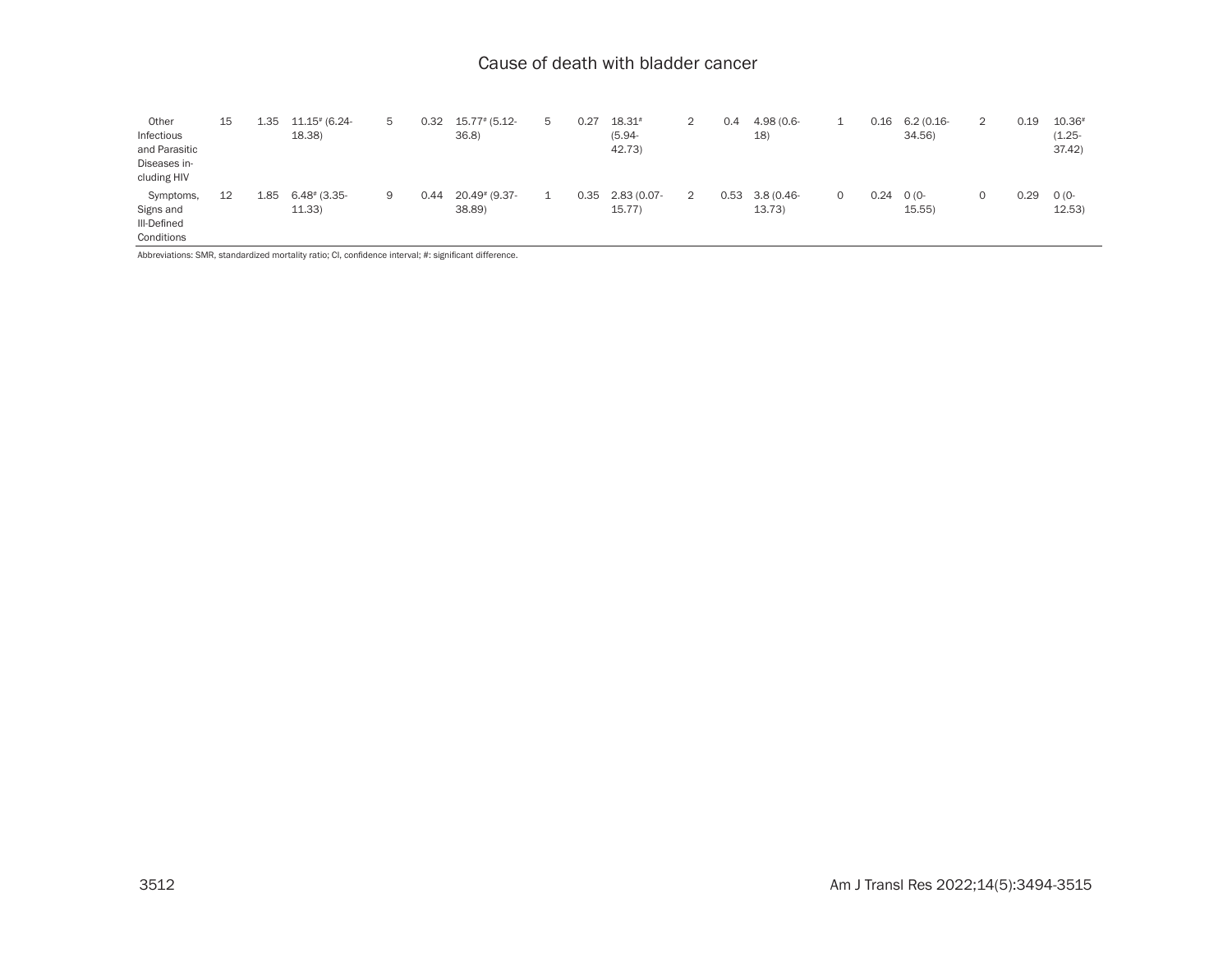Cause of death with bladder cancer

| | | | | | | | | | | | | | | | | | | |
|---|---|---|---|---|---|---|---|---|---|---|---|---|---|---|---|---|---|---|
| Other Infectious and Parasitic Diseases including HIV | 15 | 1.35 | 11.15# (6.24-18.38) | 5 | 0.32 | 15.77# (5.12-36.8) | 5 | 0.27 | 18.31# (5.94-42.73) | 2 | 0.4 | 4.98 (0.6-18) | 1 | 0.16 | 6.2 (0.16-34.56) | 2 | 0.19 | 10.36# (1.25-37.42) |
| Symptoms, Signs and Ill-Defined Conditions | 12 | 1.85 | 6.48# (3.35-11.33) | 9 | 0.44 | 20.49# (9.37-38.89) | 1 | 0.35 | 2.83 (0.07-15.77) | 2 | 0.53 | 3.8 (0.46-13.73) | 0 | 0.24 | 0 (0-15.55) | 0 | 0.29 | 0 (0-12.53) |

Abbreviations: SMR, standardized mortality ratio; CI, confidence interval; #: significant difference.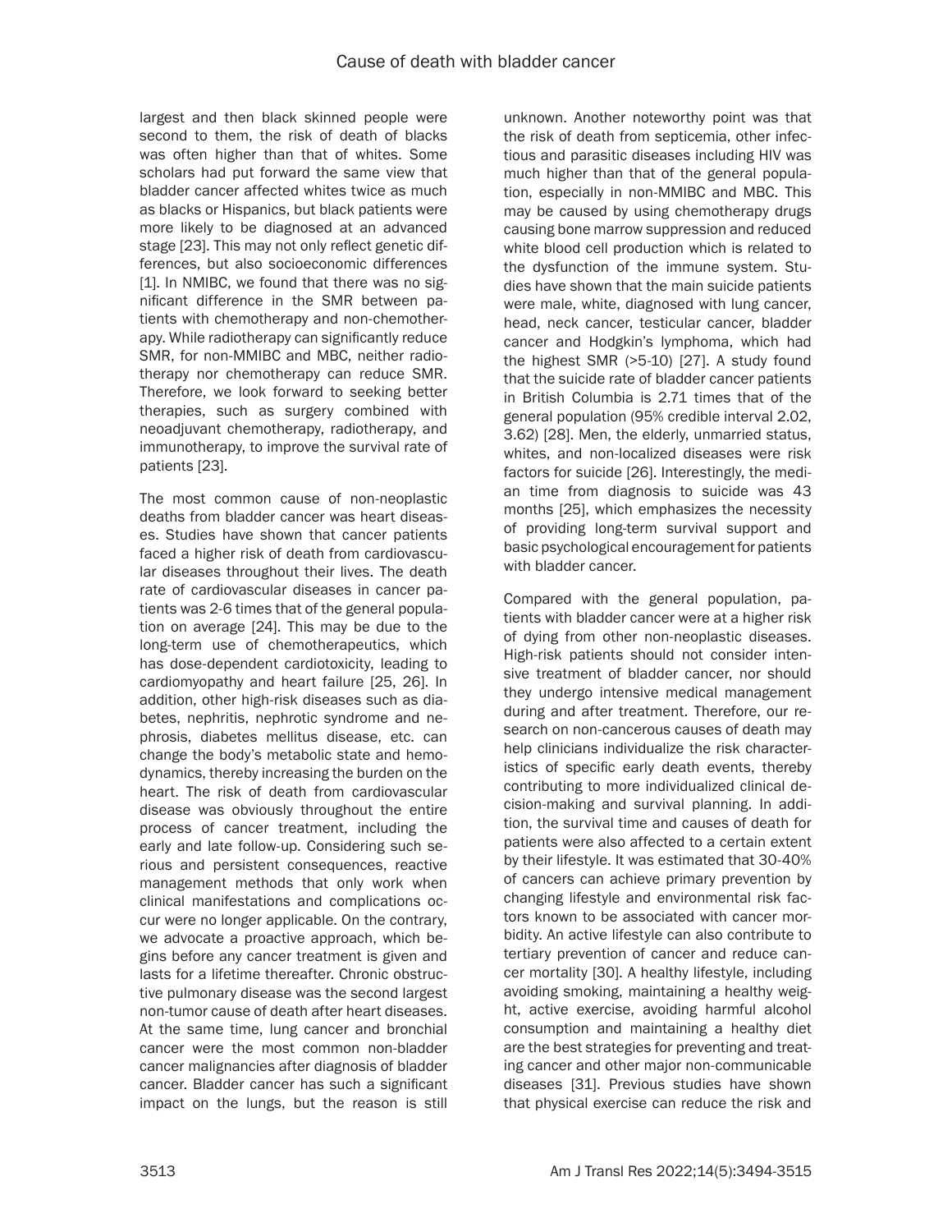largest and then black skinned people were second to them, the risk of death of blacks was often higher than that of whites. Some scholars had put forward the same view that bladder cancer affected whites twice as much as blacks or Hispanics, but black patients were more likely to be diagnosed at an advanced stage [23]. This may not only reflect genetic differences, but also socioeconomic differences [1]. In NMIBC, we found that there was no significant difference in the SMR between patients with chemotherapy and non-chemotherapy. While radiotherapy can significantly reduce SMR, for non-MMIBC and MBC, neither radiotherapy nor chemotherapy can reduce SMR. Therefore, we look forward to seeking better therapies, such as surgery combined with neoadjuvant chemotherapy, radiotherapy, and immunotherapy, to improve the survival rate of patients [23].

The most common cause of non-neoplastic deaths from bladder cancer was heart diseases. Studies have shown that cancer patients faced a higher risk of death from cardiovascular diseases throughout their lives. The death rate of cardiovascular diseases in cancer patients was 2-6 times that of the general population on average [24]. This may be due to the long-term use of chemotherapeutics, which has dose-dependent cardiotoxicity, leading to cardiomyopathy and heart failure [25, 26]. In addition, other high-risk diseases such as diabetes, nephritis, nephrotic syndrome and nephrosis, diabetes mellitus disease, etc. can change the body's metabolic state and hemodynamics, thereby increasing the burden on the heart. The risk of death from cardiovascular disease was obviously throughout the entire process of cancer treatment, including the early and late follow-up. Considering such serious and persistent consequences, reactive management methods that only work when clinical manifestations and complications occur were no longer applicable. On the contrary, we advocate a proactive approach, which begins before any cancer treatment is given and lasts for a lifetime thereafter. Chronic obstructive pulmonary disease was the second largest non-tumor cause of death after heart diseases. At the same time, lung cancer and bronchial cancer were the most common non-bladder cancer malignancies after diagnosis of bladder cancer. Bladder cancer has such a significant impact on the lungs, but the reason is still unknown. Another noteworthy point was that the risk of death from septicemia, other infectious and parasitic diseases including HIV was much higher than that of the general population, especially in non-MMIBC and MBC. This may be caused by using chemotherapy drugs causing bone marrow suppression and reduced white blood cell production which is related to the dysfunction of the immune system. Studies have shown that the main suicide patients were male, white, diagnosed with lung cancer, head, neck cancer, testicular cancer, bladder cancer and Hodgkin's lymphoma, which had the highest SMR (>5-10) [27]. A study found that the suicide rate of bladder cancer patients in British Columbia is 2.71 times that of the general population (95% credible interval 2.02, 3.62) [28]. Men, the elderly, unmarried status, whites, and non-localized diseases were risk factors for suicide [26]. Interestingly, the median time from diagnosis to suicide was 43 months [25], which emphasizes the necessity of providing long-term survival support and basic psychological encouragement for patients with bladder cancer.

Compared with the general population, patients with bladder cancer were at a higher risk of dying from other non-neoplastic diseases. High-risk patients should not consider intensive treatment of bladder cancer, nor should they undergo intensive medical management during and after treatment. Therefore, our research on non-cancerous causes of death may help clinicians individualize the risk characteristics of specific early death events, thereby contributing to more individualized clinical decision-making and survival planning. In addition, the survival time and causes of death for patients were also affected to a certain extent by their lifestyle. It was estimated that 30-40% of cancers can achieve primary prevention by changing lifestyle and environmental risk factors known to be associated with cancer morbidity. An active lifestyle can also contribute to tertiary prevention of cancer and reduce cancer mortality [30]. A healthy lifestyle, including avoiding smoking, maintaining a healthy weight, active exercise, avoiding harmful alcohol consumption and maintaining a healthy diet are the best strategies for preventing and treating cancer and other major non-communicable diseases [31]. Previous studies have shown that physical exercise can reduce the risk and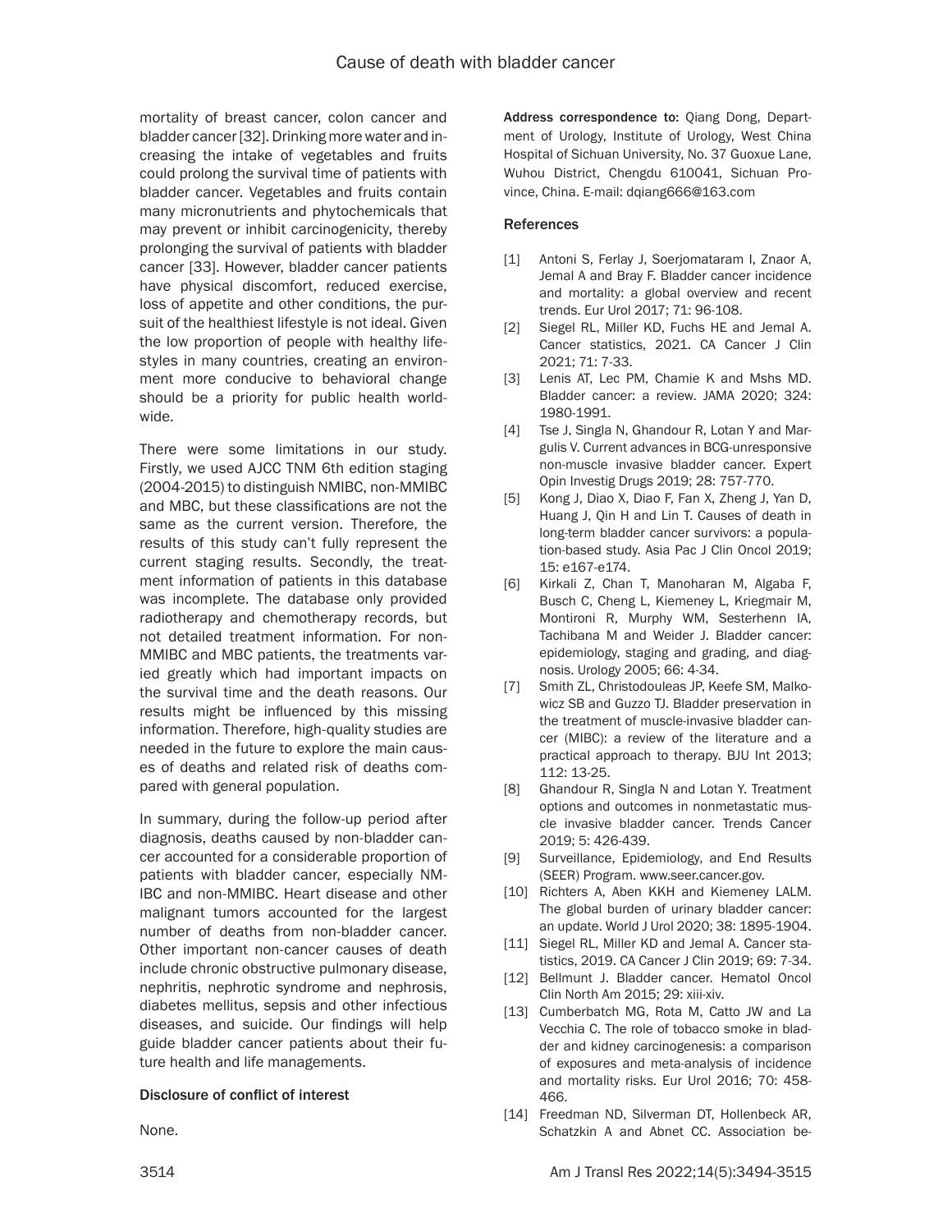mortality of breast cancer, colon cancer and bladder cancer [32]. Drinking more water and increasing the intake of vegetables and fruits could prolong the survival time of patients with bladder cancer. Vegetables and fruits contain many micronutrients and phytochemicals that may prevent or inhibit carcinogenicity, thereby prolonging the survival of patients with bladder cancer [33]. However, bladder cancer patients have physical discomfort, reduced exercise, loss of appetite and other conditions, the pursuit of the healthiest lifestyle is not ideal. Given the low proportion of people with healthy lifestyles in many countries, creating an environment more conducive to behavioral change should be a priority for public health worldwide.

There were some limitations in our study. Firstly, we used AJCC TNM 6th edition staging (2004-2015) to distinguish NMIBC, non-MMIBC and MBC, but these classifications are not the same as the current version. Therefore, the results of this study can't fully represent the current staging results. Secondly, the treatment information of patients in this database was incomplete. The database only provided radiotherapy and chemotherapy records, but not detailed treatment information. For non-MMIBC and MBC patients, the treatments varied greatly which had important impacts on the survival time and the death reasons. Our results might be influenced by this missing information. Therefore, high-quality studies are needed in the future to explore the main causes of deaths and related risk of deaths compared with general population.

In summary, during the follow-up period after diagnosis, deaths caused by non-bladder cancer accounted for a considerable proportion of patients with bladder cancer, especially NMIBC and non-MMIBC. Heart disease and other malignant tumors accounted for the largest number of deaths from non-bladder cancer. Other important non-cancer causes of death include chronic obstructive pulmonary disease, nephritis, nephrotic syndrome and nephrosis, diabetes mellitus, sepsis and other infectious diseases, and suicide. Our findings will help guide bladder cancer patients about their future health and life managements.

## Disclosure of conflict of interest

None.

**Address correspondence to:** Qiang Dong, Department of Urology, Institute of Urology, West China Hospital of Sichuan University, No. 37 Guoxue Lane, Wuhou District, Chengdu 610041, Sichuan Province, China. E-mail: dqiang666@163.com

## References

[1] Antoni S, Ferlay J, Soerjomataram I, Znaor A, Jemal A and Bray F. Bladder cancer incidence and mortality: a global overview and recent trends. Eur Urol 2017; 71: 96-108.

[2] Siegel RL, Miller KD, Fuchs HE and Jemal A. Cancer statistics, 2021. CA Cancer J Clin 2021; 71: 7-33.

[3] Lenis AT, Lec PM, Chamie K and Mshs MD. Bladder cancer: a review. JAMA 2020; 324: 1980-1991.

[4] Tse J, Singla N, Ghandour R, Lotan Y and Margulis V. Current advances in BCG-unresponsive non-muscle invasive bladder cancer. Expert Opin Investig Drugs 2019; 28: 757-770.

[5] Kong J, Diao X, Diao F, Fan X, Zheng J, Yan D, Huang J, Qin H and Lin T. Causes of death in long-term bladder cancer survivors: a population-based study. Asia Pac J Clin Oncol 2019; 15: e167-e174.

[6] Kirkali Z, Chan T, Manoharan M, Algaba F, Busch C, Cheng L, Kiemeney L, Kriegmair M, Montironi R, Murphy WM, Sesterhenn IA, Tachibana M and Weider J. Bladder cancer: epidemiology, staging and grading, and diagnosis. Urology 2005; 66: 4-34.

[7] Smith ZL, Christodouleas JP, Keefe SM, Malkowicz SB and Guzzo TJ. Bladder preservation in the treatment of muscle-invasive bladder cancer (MIBC): a review of the literature and a practical approach to therapy. BJU Int 2013; 112: 13-25.

[8] Ghandour R, Singla N and Lotan Y. Treatment options and outcomes in nonmetastatic muscle invasive bladder cancer. Trends Cancer 2019; 5: 426-439.

[9] Surveillance, Epidemiology, and End Results (SEER) Program. www.seer.cancer.gov.

[10] Richters A, Aben KKH and Kiemeney LALM. The global burden of urinary bladder cancer: an update. World J Urol 2020; 38: 1895-1904.

[11] Siegel RL, Miller KD and Jemal A. Cancer statistics, 2019. CA Cancer J Clin 2019; 69: 7-34.

[12] Bellmunt J. Bladder cancer. Hematol Oncol Clin North Am 2015; 29: xiii-xiv.

[13] Cumberbatch MG, Rota M, Catto JW and La Vecchia C. The role of tobacco smoke in bladder and kidney carcinogenesis: a comparison of exposures and meta-analysis of incidence and mortality risks. Eur Urol 2016; 70: 458-466.

[14] Freedman ND, Silverman DT, Hollenbeck AR, Schatzkin A and Abnet CC. Association be-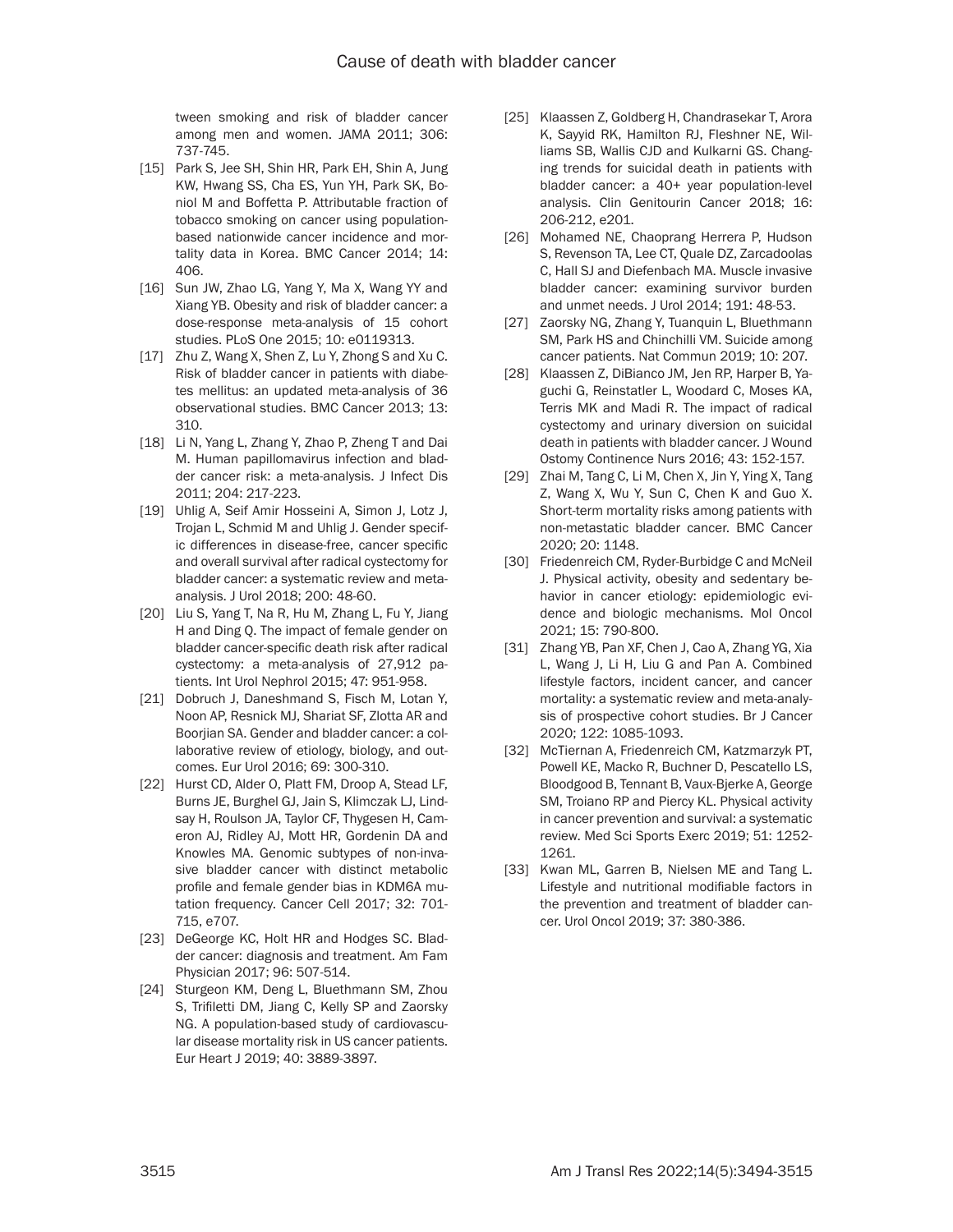tween smoking and risk of bladder cancer among men and women. JAMA 2011; 306: 737-745.

[15] Park S, Jee SH, Shin HR, Park EH, Shin A, Jung KW, Hwang SS, Cha ES, Yun YH, Park SK, Boniol M and Boffetta P. Attributable fraction of tobacco smoking on cancer using population-based nationwide cancer incidence and mortality data in Korea. BMC Cancer 2014; 14: 406.

[16] Sun JW, Zhao LG, Yang Y, Ma X, Wang YY and Xiang YB. Obesity and risk of bladder cancer: a dose-response meta-analysis of 15 cohort studies. PLoS One 2015; 10: e0119313.

[17] Zhu Z, Wang X, Shen Z, Lu Y, Zhong S and Xu C. Risk of bladder cancer in patients with diabetes mellitus: an updated meta-analysis of 36 observational studies. BMC Cancer 2013; 13: 310.

[18] Li N, Yang L, Zhang Y, Zhao P, Zheng T and Dai M. Human papillomavirus infection and bladder cancer risk: a meta-analysis. J Infect Dis 2011; 204: 217-223.

[19] Uhlig A, Seif Amir Hosseini A, Simon J, Lotz J, Trojan L, Schmid M and Uhlig J. Gender specific differences in disease-free, cancer specific and overall survival after radical cystectomy for bladder cancer: a systematic review and meta-analysis. J Urol 2018; 200: 48-60.

[20] Liu S, Yang T, Na R, Hu M, Zhang L, Fu Y, Jiang H and Ding Q. The impact of female gender on bladder cancer-specific death risk after radical cystectomy: a meta-analysis of 27,912 patients. Int Urol Nephrol 2015; 47: 951-958.

[21] Dobruch J, Daneshmand S, Fisch M, Lotan Y, Noon AP, Resnick MJ, Shariat SF, Zlotta AR and Boorjian SA. Gender and bladder cancer: a collaborative review of etiology, biology, and outcomes. Eur Urol 2016; 69: 300-310.

[22] Hurst CD, Alder O, Platt FM, Droop A, Stead LF, Burns JE, Burghel GJ, Jain S, Klimczak LJ, Lindsay H, Roulson JA, Taylor CF, Thygesen H, Cameron AJ, Ridley AJ, Mott HR, Gordenin DA and Knowles MA. Genomic subtypes of non-invasive bladder cancer with distinct metabolic profile and female gender bias in KDM6A mutation frequency. Cancer Cell 2017; 32: 701-715, e707.

[23] DeGeorge KC, Holt HR and Hodges SC. Bladder cancer: diagnosis and treatment. Am Fam Physician 2017; 96: 507-514.

[24] Sturgeon KM, Deng L, Bluethmann SM, Zhou S, Trifiletti DM, Jiang C, Kelly SP and Zaorsky NG. A population-based study of cardiovascular disease mortality risk in US cancer patients. Eur Heart J 2019; 40: 3889-3897.

[25] Klaassen Z, Goldberg H, Chandrasekar T, Arora K, Sayyid RK, Hamilton RJ, Fleshner NE, Williams SB, Wallis CJD and Kulkarni GS. Changing trends for suicidal death in patients with bladder cancer: a 40+ year population-level analysis. Clin Genitourin Cancer 2018; 16: 206-212, e201.

[26] Mohamed NE, Chaoprang Herrera P, Hudson S, Revenson TA, Lee CT, Quale DZ, Zarcadoolas C, Hall SJ and Diefenbach MA. Muscle invasive bladder cancer: examining survivor burden and unmet needs. J Urol 2014; 191: 48-53.

[27] Zaorsky NG, Zhang Y, Tuanquin L, Bluethmann SM, Park HS and Chinchilli VM. Suicide among cancer patients. Nat Commun 2019; 10: 207.

[28] Klaassen Z, DiBianco JM, Jen RP, Harper B, Yaguchi G, Reinstatler L, Woodard C, Moses KA, Terris MK and Madi R. The impact of radical cystectomy and urinary diversion on suicidal death in patients with bladder cancer. J Wound Ostomy Continence Nurs 2016; 43: 152-157.

[29] Zhai M, Tang C, Li M, Chen X, Jin Y, Ying X, Tang Z, Wang X, Wu Y, Sun C, Chen K and Guo X. Short-term mortality risks among patients with non-metastatic bladder cancer. BMC Cancer 2020; 20: 1148.

[30] Friedenreich CM, Ryder-Burbidge C and McNeil J. Physical activity, obesity and sedentary behavior in cancer etiology: epidemiologic evidence and biologic mechanisms. Mol Oncol 2021; 15: 790-800.

[31] Zhang YB, Pan XF, Chen J, Cao A, Zhang YG, Xia L, Wang J, Li H, Liu G and Pan A. Combined lifestyle factors, incident cancer, and cancer mortality: a systematic review and meta-analysis of prospective cohort studies. Br J Cancer 2020; 122: 1085-1093.

[32] McTiernan A, Friedenreich CM, Katzmarzyk PT, Powell KE, Macko R, Buchner D, Pescatello LS, Bloodgood B, Tennant B, Vaux-Bjerke A, George SM, Troiano RP and Piercy KL. Physical activity in cancer prevention and survival: a systematic review. Med Sci Sports Exerc 2019; 51: 1252-1261.

[33] Kwan ML, Garren B, Nielsen ME and Tang L. Lifestyle and nutritional modifiable factors in the prevention and treatment of bladder cancer. Urol Oncol 2019; 37: 380-386.